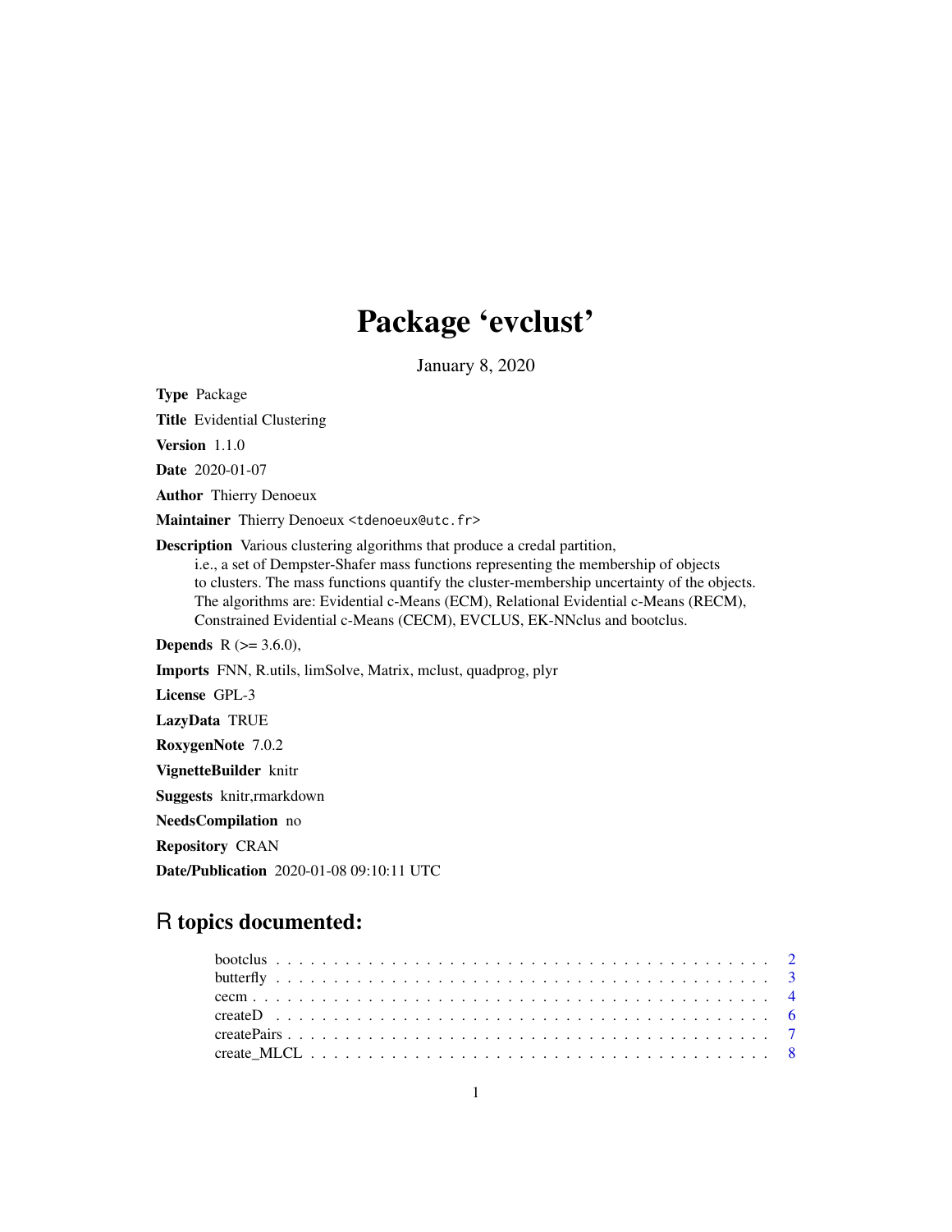# Package 'evclust'

January 8, 2020

**Type** Package

**Title** Evidential Clustering

**Version** 1.1.0

**Date** 2020-01-07

**Author** Thierry Denoeux

**Maintainer** Thierry Denoeux <tdenoeux@utc.fr>

**Description** Various clustering algorithms that produce a credal partition, i.e., a set of Dempster-Shafer mass functions representing the membership of objects to clusters. The mass functions quantify the cluster-membership uncertainty of the objects. The algorithms are: Evidential c-Means (ECM), Relational Evidential c-Means (RECM), Constrained Evidential c-Means (CECM), EVCLUS, EK-NNclus and bootclus.

**Depends** R (>= 3.6.0),

**Imports** FNN, R.utils, limSolve, Matrix, mclust, quadprog, plyr

**License** GPL-3

**LazyData** TRUE

**RoxygenNote** 7.0.2

**VignetteBuilder** knitr

**Suggests** knitr,rmarkdown

**NeedsCompilation** no

**Repository** CRAN

**Date/Publication** 2020-01-08 09:10:11 UTC

## R topics documented:

bootclus . . . . . . . . . . . . . . . . . . . . . . . . . . . . . . . . . . . . . . . . 2
butterfly . . . . . . . . . . . . . . . . . . . . . . . . . . . . . . . . . . . . . . . . 3
cecm . . . . . . . . . . . . . . . . . . . . . . . . . . . . . . . . . . . . . . . . . . 4
createD . . . . . . . . . . . . . . . . . . . . . . . . . . . . . . . . . . . . . . . . . 6
createPairs . . . . . . . . . . . . . . . . . . . . . . . . . . . . . . . . . . . . . . . 7
create_MLCL . . . . . . . . . . . . . . . . . . . . . . . . . . . . . . . . . . . . . . 8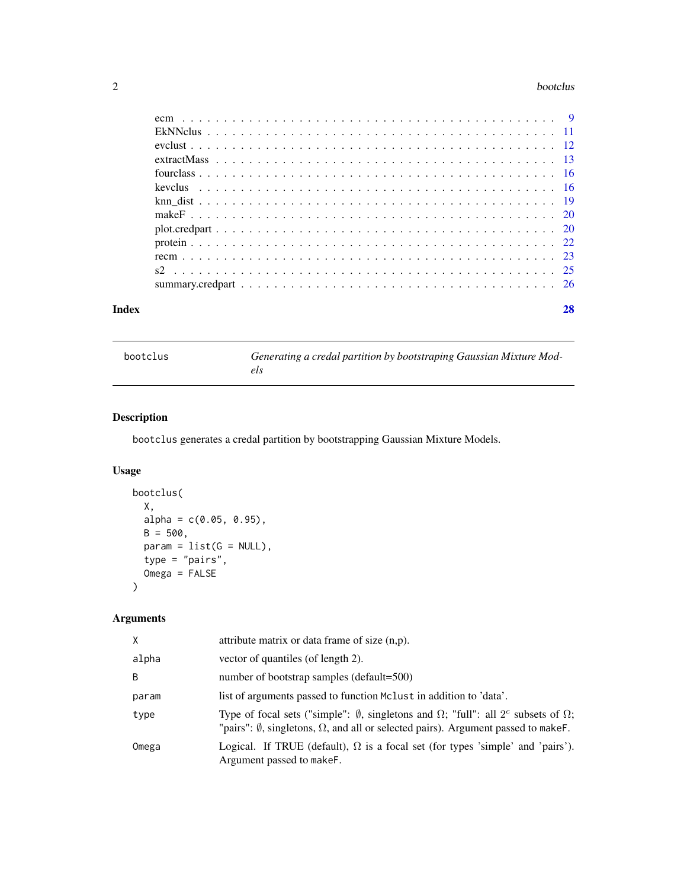| | |
|---|---|
| ecm | 9 |
| EkNNclus | 11 |
| evclust | 12 |
| extractMass | 13 |
| fourclass | 16 |
| kevclus | 16 |
| knn_dist | 19 |
| makeF | 20 |
| plot.credpart | 20 |
| protein | 22 |
| recm | 23 |
| s2 | 25 |
| summary.credpart | 26 |

**Index** **28**

---

`bootclus` *Generating a credal partition by bootstraping Gaussian Mixture Models*

---

## Description

`bootclus` generates a credal partition by bootstrapping Gaussian Mixture Models.

## Usage

```
bootclus(
  X,
  alpha = c(0.05, 0.95),
  B = 500,
  param = list(G = NULL),
  type = "pairs",
  Omega = FALSE
)
```

## Arguments

| | |
|---|---|
| `X` | attribute matrix or data frame of size (n,p). |
| `alpha` | vector of quantiles (of length 2). |
| `B` | number of bootstrap samples (default=500) |
| `param` | list of arguments passed to function `Mclust` in addition to 'data'. |
| `type` | Type of focal sets ("simple": $\emptyset$, singletons and $\Omega$; "full": all $2^c$ subsets of $\Omega$; "pairs": $\emptyset$, singletons, $\Omega$, and all or selected pairs). Argument passed to `makeF`. |
| `Omega` | Logical. If TRUE (default), $\Omega$ is a focal set (for types 'simple' and 'pairs'). Argument passed to `makeF`. |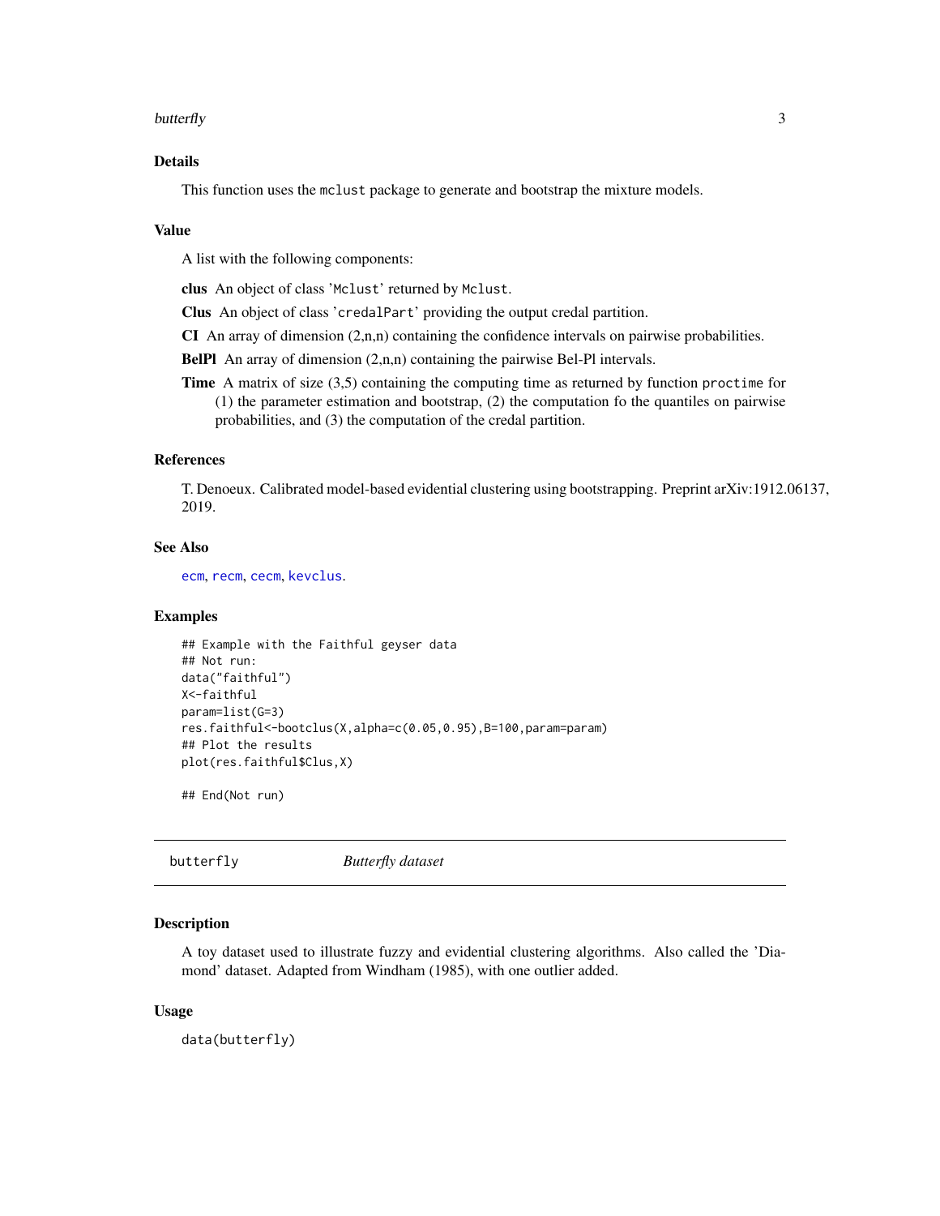### Details

This function uses the `mclust` package to generate and bootstrap the mixture models.

### Value

A list with the following components:

**clus** An object of class '`Mclust`' returned by `Mclust`.

**Clus** An object of class '`credalPart`' providing the output credal partition.

**CI** An array of dimension (2,n,n) containing the confidence intervals on pairwise probabilities.

**BelPl** An array of dimension (2,n,n) containing the pairwise Bel-Pl intervals.

**Time** A matrix of size (3,5) containing the computing time as returned by function `proctime` for (1) the parameter estimation and bootstrap, (2) the computation fo the quantiles on pairwise probabilities, and (3) the computation of the credal partition.

### References

T. Denoeux. Calibrated model-based evidential clustering using bootstrapping. Preprint arXiv:1912.06137, 2019.

### See Also

`ecm`, `recm`, `cecm`, `kevclus`.

### Examples

```
## Example with the Faithful geyser data
## Not run:
data("faithful")
X<-faithful
param=list(G=3)
res.faithful<-bootclus(X,alpha=c(0.05,0.95),B=100,param=param)
## Plot the results
plot(res.faithful$Clus,X)

## End(Not run)
```

---

## butterfly *Butterfly dataset*

### Description

A toy dataset used to illustrate fuzzy and evidential clustering algorithms. Also called the 'Diamond' dataset. Adapted from Windham (1985), with one outlier added.

### Usage

```
data(butterfly)
```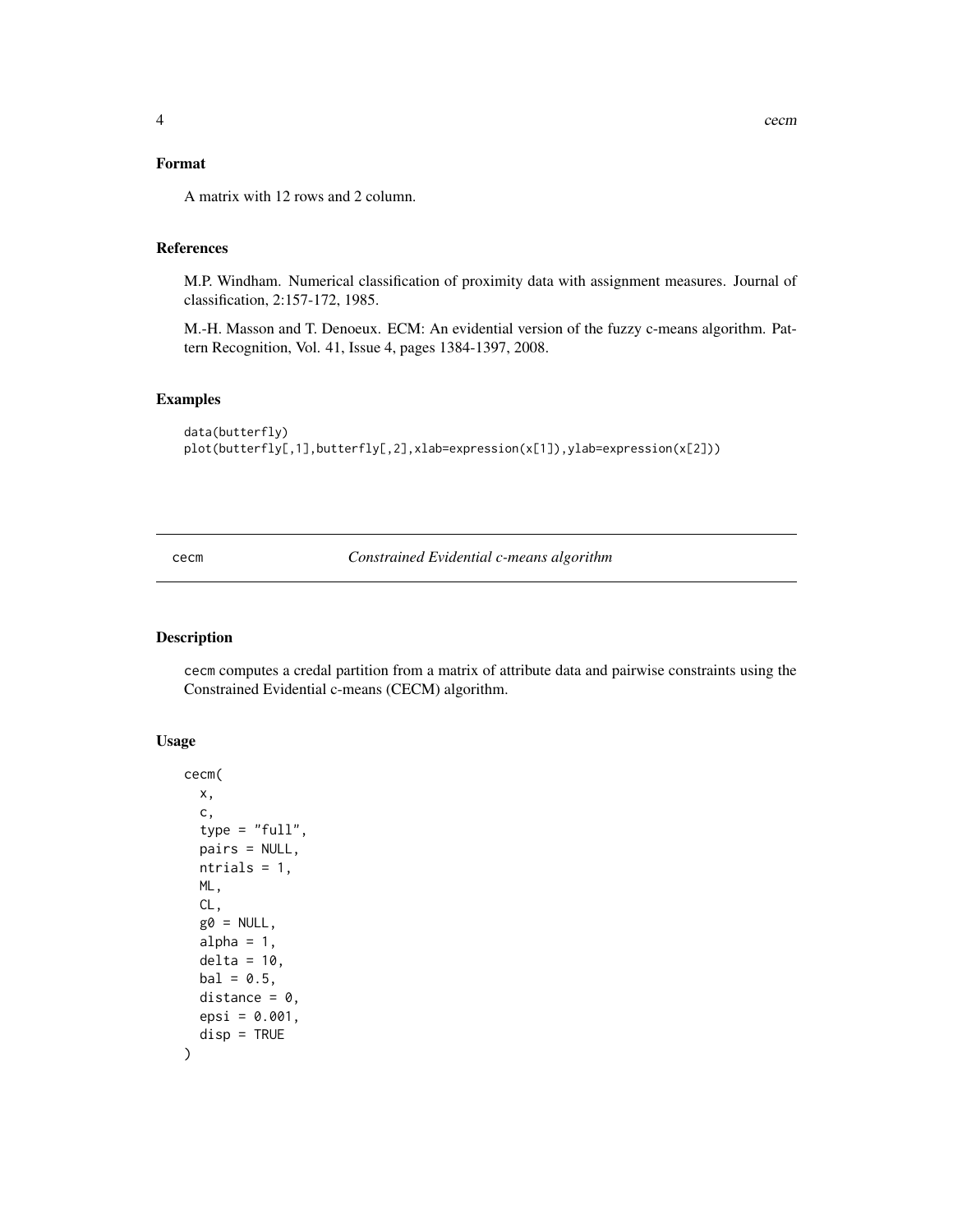### Format

A matrix with 12 rows and 2 column.

### References

M.P. Windham. Numerical classification of proximity data with assignment measures. Journal of classification, 2:157-172, 1985.

M.-H. Masson and T. Denoeux. ECM: An evidential version of the fuzzy c-means algorithm. Pattern Recognition, Vol. 41, Issue 4, pages 1384-1397, 2008.

### Examples

```
data(butterfly)
plot(butterfly[,1],butterfly[,2],xlab=expression(x[1]),ylab=expression(x[2]))
```

---

## cecm &nbsp;&nbsp;&nbsp; *Constrained Evidential c-means algorithm*

---

### Description

cecm computes a credal partition from a matrix of attribute data and pairwise constraints using the Constrained Evidential c-means (CECM) algorithm.

### Usage

```
cecm(
  x,
  c,
  type = "full",
  pairs = NULL,
  ntrials = 1,
  ML,
  CL,
  g0 = NULL,
  alpha = 1,
  delta = 10,
  bal = 0.5,
  distance = 0,
  epsi = 0.001,
  disp = TRUE
)
```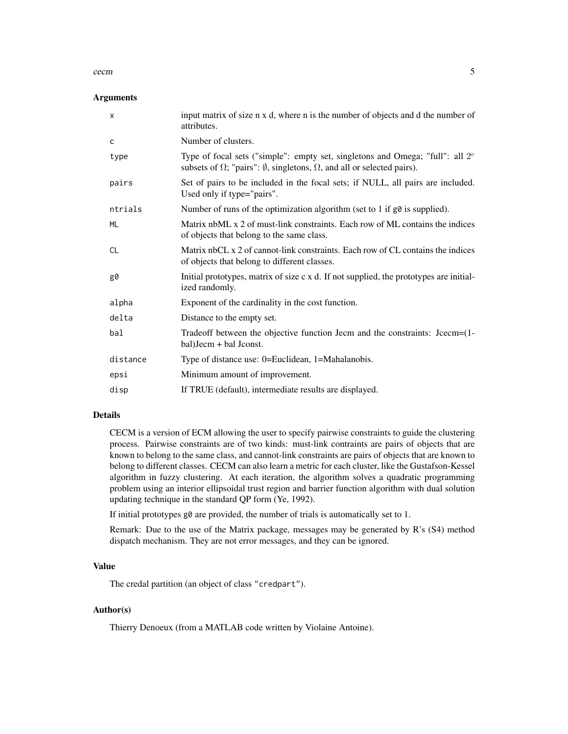## Arguments

| | |
|---|---|
| x | input matrix of size n x d, where n is the number of objects and d the number of attributes. |
| c | Number of clusters. |
| type | Type of focal sets ("simple": empty set, singletons and Omega; "full": all $2^c$ subsets of $\Omega$; "pairs": $\emptyset$, singletons, $\Omega$, and all or selected pairs). |
| pairs | Set of pairs to be included in the focal sets; if NULL, all pairs are included. Used only if type="pairs". |
| ntrials | Number of runs of the optimization algorithm (set to 1 if g0 is supplied). |
| ML | Matrix nbML x 2 of must-link constraints. Each row of ML contains the indices of objects that belong to the same class. |
| CL | Matrix nbCL x 2 of cannot-link constraints. Each row of CL contains the indices of objects that belong to different classes. |
| g0 | Initial prototypes, matrix of size c x d. If not supplied, the prototypes are initialized randomly. |
| alpha | Exponent of the cardinality in the cost function. |
| delta | Distance to the empty set. |
| bal | Tradeoff between the objective function Jecm and the constraints: Jcecm=(1-bal)Jecm + bal Jconst. |
| distance | Type of distance use: 0=Euclidean, 1=Mahalanobis. |
| epsi | Minimum amount of improvement. |
| disp | If TRUE (default), intermediate results are displayed. |

## Details

CECM is a version of ECM allowing the user to specify pairwise constraints to guide the clustering process. Pairwise constraints are of two kinds: must-link contraints are pairs of objects that are known to belong to the same class, and cannot-link constraints are pairs of objects that are known to belong to different classes. CECM can also learn a metric for each cluster, like the Gustafson-Kessel algorithm in fuzzy clustering. At each iteration, the algorithm solves a quadratic programming problem using an interior ellipsoidal trust region and barrier function algorithm with dual solution updating technique in the standard QP form (Ye, 1992).

If initial prototypes g0 are provided, the number of trials is automatically set to 1.

Remark: Due to the use of the Matrix package, messages may be generated by R's (S4) method dispatch mechanism. They are not error messages, and they can be ignored.

## Value

The credal partition (an object of class "credpart").

## Author(s)

Thierry Denoeux (from a MATLAB code written by Violaine Antoine).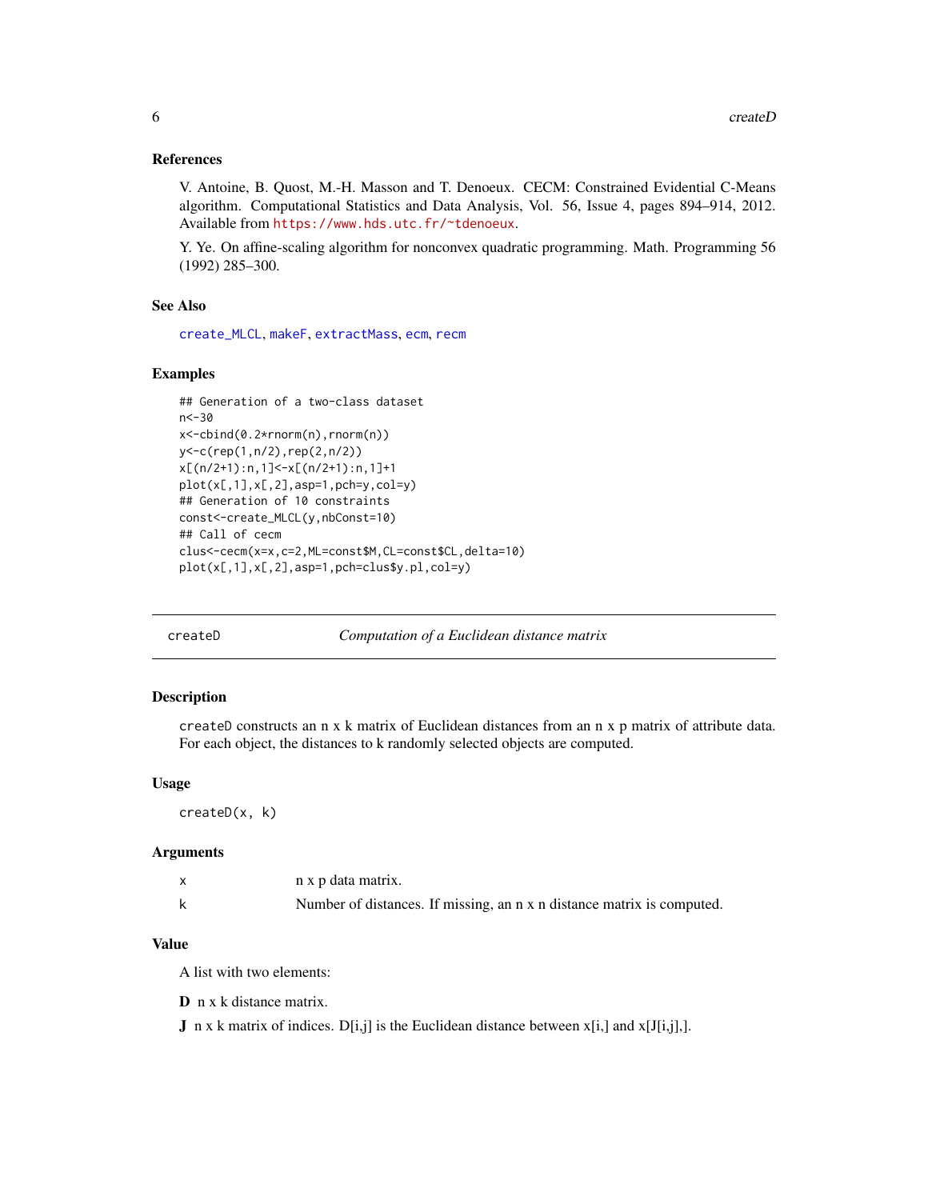### References

V. Antoine, B. Quost, M.-H. Masson and T. Denoeux. CECM: Constrained Evidential C-Means algorithm. Computational Statistics and Data Analysis, Vol. 56, Issue 4, pages 894–914, 2012. Available from https://www.hds.utc.fr/~tdenoeux.

Y. Ye. On affine-scaling algorithm for nonconvex quadratic programming. Math. Programming 56 (1992) 285–300.

### See Also

create_MLCL, makeF, extractMass, ecm, recm

### Examples

```
## Generation of a two-class dataset
n<-30
x<-cbind(0.2*rnorm(n),rnorm(n))
y<-c(rep(1,n/2),rep(2,n/2))
x[(n/2+1):n,1]<-x[(n/2+1):n,1]+1
plot(x[,1],x[,2],asp=1,pch=y,col=y)
## Generation of 10 constraints
const<-create_MLCL(y,nbConst=10)
## Call of cecm
clus<-cecm(x=x,c=2,ML=const$M,CL=const$CL,delta=10)
plot(x[,1],x[,2],asp=1,pch=clus$y.pl,col=y)
```

---

## createD — *Computation of a Euclidean distance matrix*

### Description

createD constructs an n x k matrix of Euclidean distances from an n x p matrix of attribute data. For each object, the distances to k randomly selected objects are computed.

### Usage

```
createD(x, k)
```

### Arguments

| | |
|---|---|
| x | n x p data matrix. |
| k | Number of distances. If missing, an n x n distance matrix is computed. |

### Value

A list with two elements:

**D** n x k distance matrix.

**J** n x k matrix of indices. D[i,j] is the Euclidean distance between x[i,] and x[J[i,j],].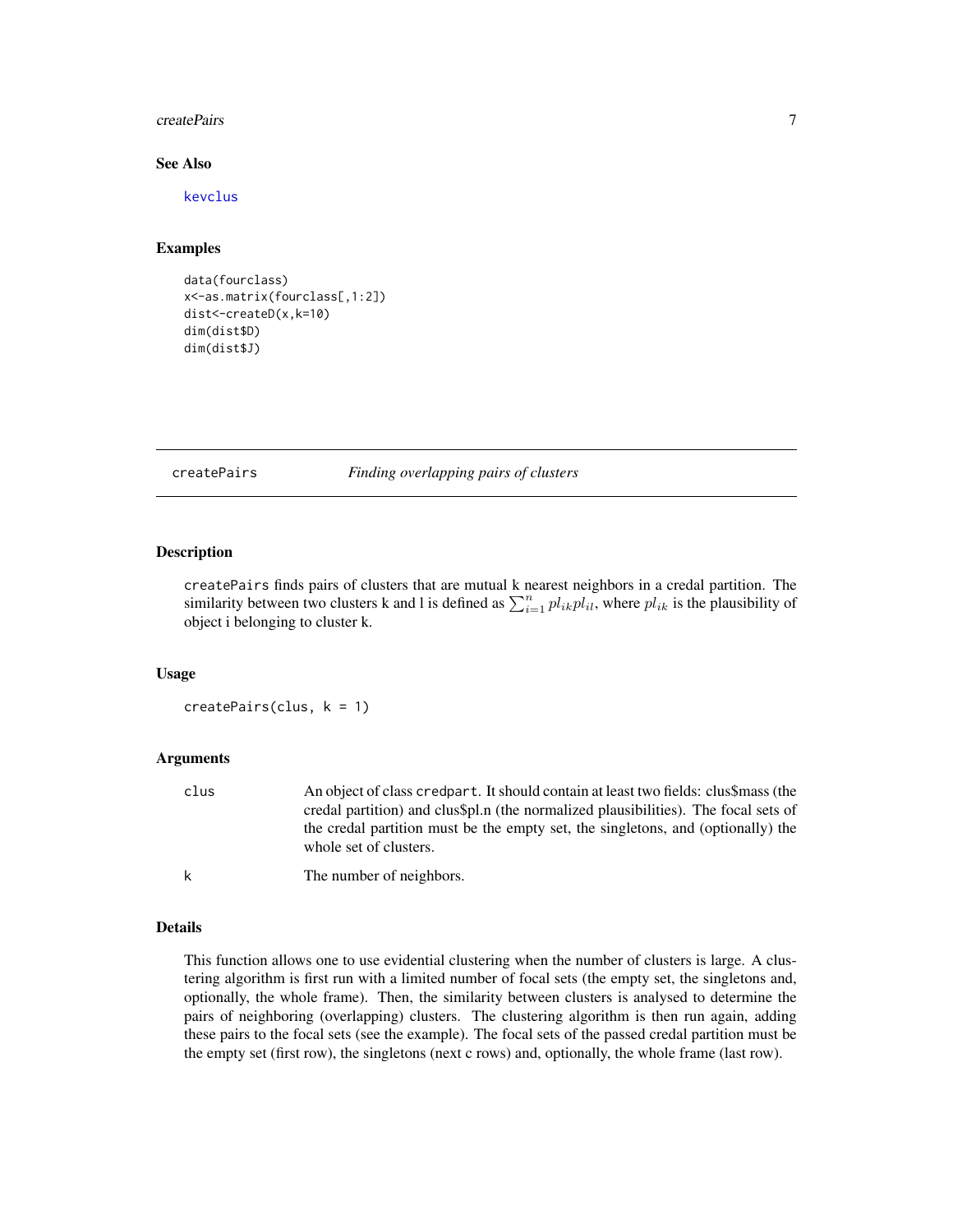## See Also

kevclus

## Examples

```
data(fourclass)
x<-as.matrix(fourclass[,1:2])
dist<-createD(x,k=10)
dim(dist$D)
dim(dist$J)
```

---

# createPairs *Finding overlapping pairs of clusters*

---

## Description

createPairs finds pairs of clusters that are mutual k nearest neighbors in a credal partition. The similarity between two clusters k and l is defined as $\sum_{i=1}^{n} pl_{ik} pl_{il}$, where $pl_{ik}$ is the plausibility of object i belonging to cluster k.

## Usage

```
createPairs(clus, k = 1)
```

## Arguments

| | |
|---|---|
| clus | An object of class credpart. It should contain at least two fields: clus$mass (the credal partition) and clus$pl.n (the normalized plausibilities). The focal sets of the credal partition must be the empty set, the singletons, and (optionally) the whole set of clusters. |
| k | The number of neighbors. |

## Details

This function allows one to use evidential clustering when the number of clusters is large. A clustering algorithm is first run with a limited number of focal sets (the empty set, the singletons and, optionally, the whole frame). Then, the similarity between clusters is analysed to determine the pairs of neighboring (overlapping) clusters. The clustering algorithm is then run again, adding these pairs to the focal sets (see the example). The focal sets of the passed credal partition must be the empty set (first row), the singletons (next c rows) and, optionally, the whole frame (last row).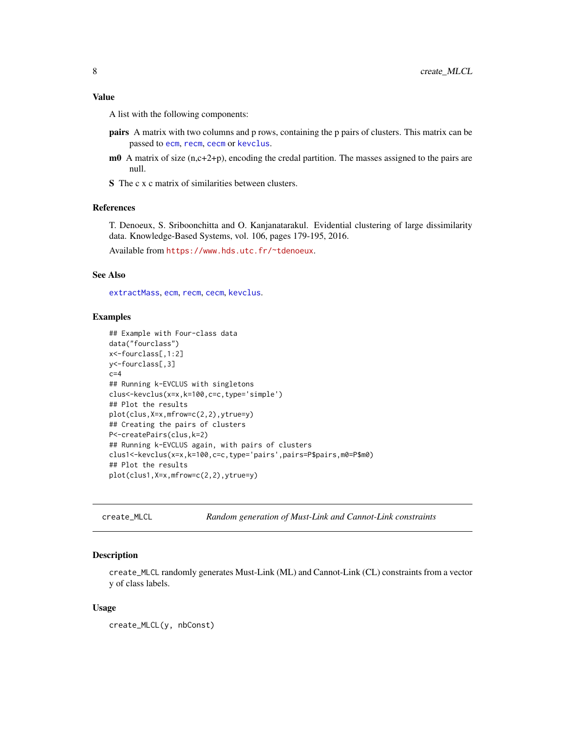### Value

A list with the following components:

**pairs** A matrix with two columns and p rows, containing the p pairs of clusters. This matrix can be passed to ecm, recm, cecm or kevclus.

**m0** A matrix of size (n,c+2+p), encoding the credal partition. The masses assigned to the pairs are null.

**S** The c x c matrix of similarities between clusters.

### References

T. Denoeux, S. Sriboonchitta and O. Kanjanatarakul. Evidential clustering of large dissimilarity data. Knowledge-Based Systems, vol. 106, pages 179-195, 2016.

Available from https://www.hds.utc.fr/~tdenoeux.

### See Also

extractMass, ecm, recm, cecm, kevclus.

### Examples

```
## Example with Four-class data
data("fourclass")
x<-fourclass[,1:2]
y<-fourclass[,3]
c=4
## Running k-EVCLUS with singletons
clus<-kevclus(x=x,k=100,c=c,type='simple')
## Plot the results
plot(clus,X=x,mfrow=c(2,2),ytrue=y)
## Creating the pairs of clusters
P<-createPairs(clus,k=2)
## Running k-EVCLUS again, with pairs of clusters
clus1<-kevclus(x=x,k=100,c=c,type='pairs',pairs=P$pairs,m0=P$m0)
## Plot the results
plot(clus1,X=x,mfrow=c(2,2),ytrue=y)
```

---

## create_MLCL — *Random generation of Must-Link and Cannot-Link constraints*

---

### Description

create_MLCL randomly generates Must-Link (ML) and Cannot-Link (CL) constraints from a vector y of class labels.

### Usage

```
create_MLCL(y, nbConst)
```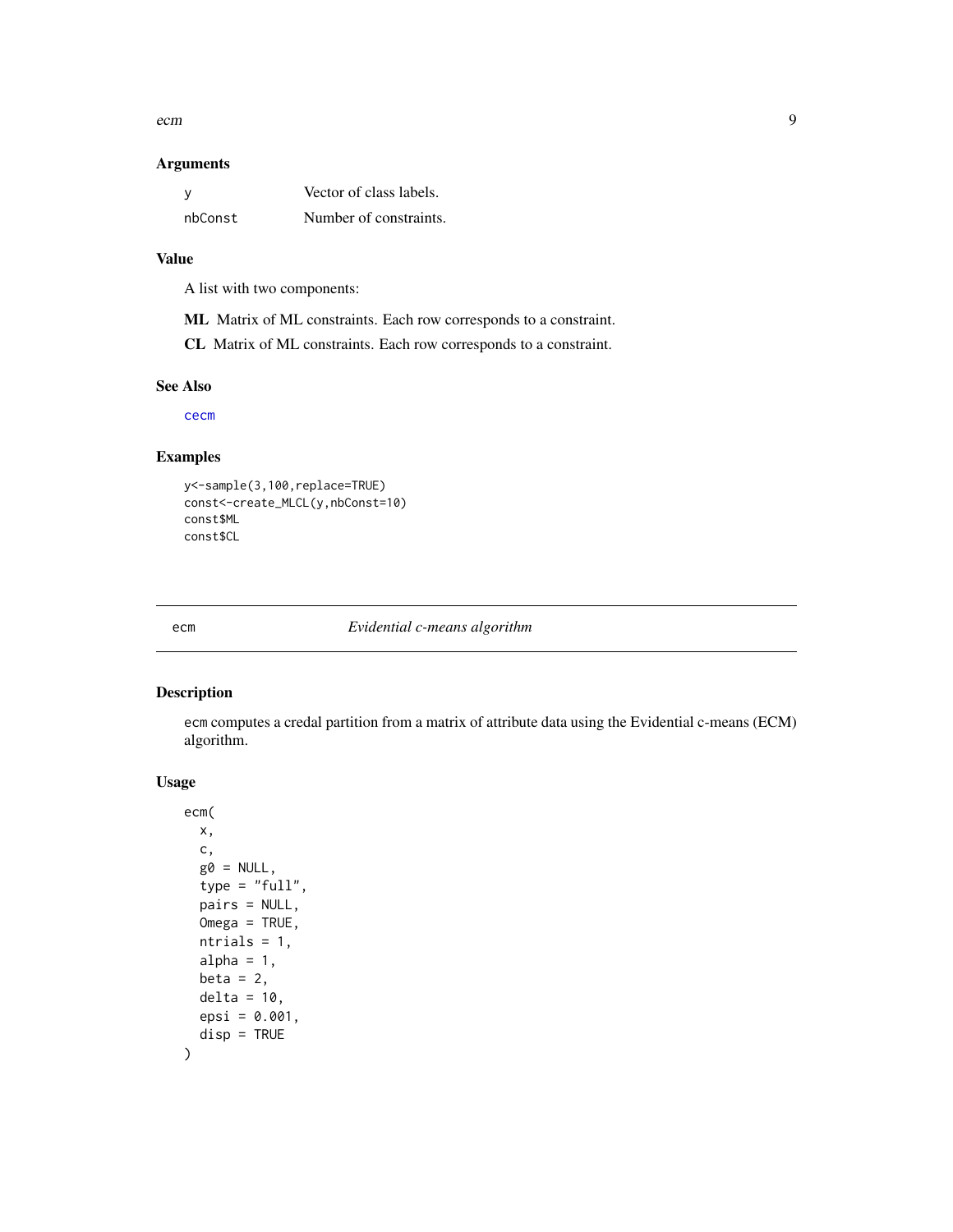### Arguments

| | |
|---|---|
| y | Vector of class labels. |
| nbConst | Number of constraints. |

### Value

A list with two components:

**ML** Matrix of ML constraints. Each row corresponds to a constraint.

**CL** Matrix of ML constraints. Each row corresponds to a constraint.

### See Also

cecm

### Examples

```
y<-sample(3,100,replace=TRUE)
const<-create_MLCL(y,nbConst=10)
const$ML
const$CL
```

---

## ecm *Evidential c-means algorithm*

### Description

ecm computes a credal partition from a matrix of attribute data using the Evidential c-means (ECM) algorithm.

### Usage

```
ecm(
  x,
  c,
  g0 = NULL,
  type = "full",
  pairs = NULL,
  Omega = TRUE,
  ntrials = 1,
  alpha = 1,
  beta = 2,
  delta = 10,
  epsi = 0.001,
  disp = TRUE
)
```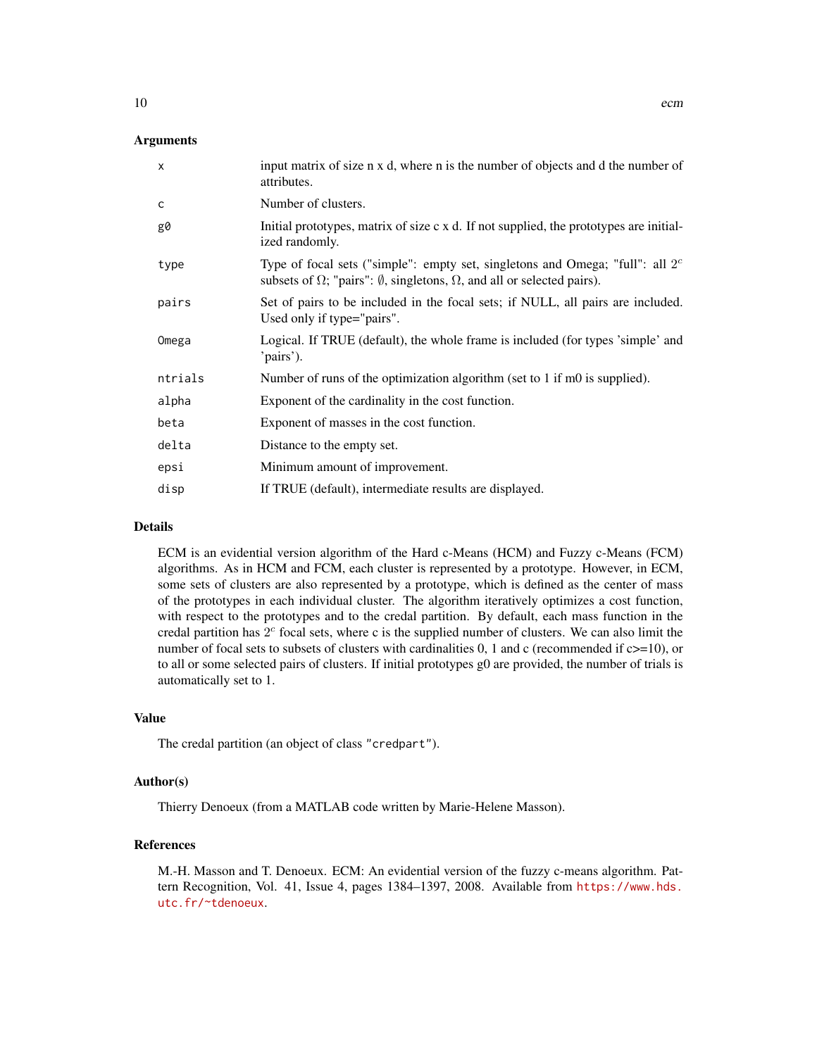### Arguments

| | |
|---|---|
| `x` | input matrix of size n x d, where n is the number of objects and d the number of attributes. |
| `c` | Number of clusters. |
| `g0` | Initial prototypes, matrix of size c x d. If not supplied, the prototypes are initialized randomly. |
| `type` | Type of focal sets ("simple": empty set, singletons and Omega; "full": all $2^c$ subsets of $\Omega$; "pairs": $\emptyset$, singletons, $\Omega$, and all or selected pairs). |
| `pairs` | Set of pairs to be included in the focal sets; if NULL, all pairs are included. Used only if type="pairs". |
| `Omega` | Logical. If TRUE (default), the whole frame is included (for types 'simple' and 'pairs'). |
| `ntrials` | Number of runs of the optimization algorithm (set to 1 if m0 is supplied). |
| `alpha` | Exponent of the cardinality in the cost function. |
| `beta` | Exponent of masses in the cost function. |
| `delta` | Distance to the empty set. |
| `epsi` | Minimum amount of improvement. |
| `disp` | If TRUE (default), intermediate results are displayed. |

### Details

ECM is an evidential version algorithm of the Hard c-Means (HCM) and Fuzzy c-Means (FCM) algorithms. As in HCM and FCM, each cluster is represented by a prototype. However, in ECM, some sets of clusters are also represented by a prototype, which is defined as the center of mass of the prototypes in each individual cluster. The algorithm iteratively optimizes a cost function, with respect to the prototypes and to the credal partition. By default, each mass function in the credal partition has $2^c$ focal sets, where c is the supplied number of clusters. We can also limit the number of focal sets to subsets of clusters with cardinalities 0, 1 and c (recommended if c>=10), or to all or some selected pairs of clusters. If initial prototypes g0 are provided, the number of trials is automatically set to 1.

### Value

The credal partition (an object of class "credpart").

### Author(s)

Thierry Denoeux (from a MATLAB code written by Marie-Helene Masson).

### References

M.-H. Masson and T. Denoeux. ECM: An evidential version of the fuzzy c-means algorithm. Pattern Recognition, Vol. 41, Issue 4, pages 1384–1397, 2008. Available from https://www.hds.utc.fr/~tdenoeux.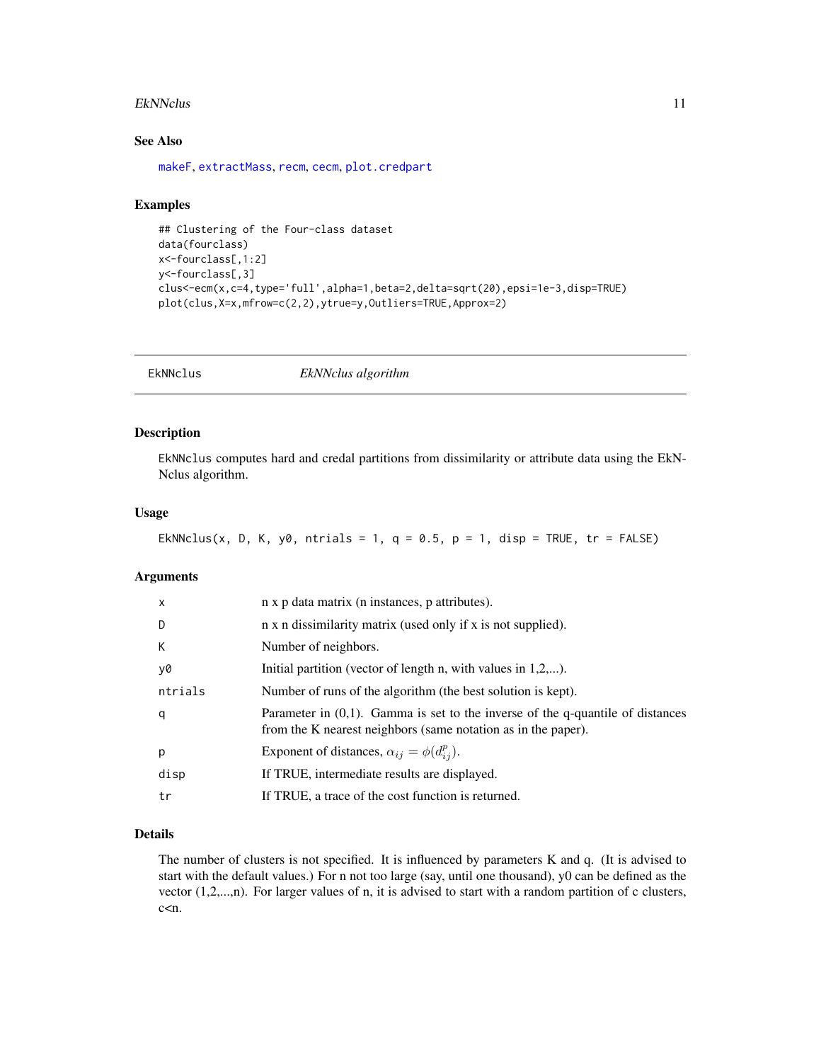### See Also

makeF, extractMass, recm, cecm, plot.credpart

### Examples

```
## Clustering of the Four-class dataset
data(fourclass)
x<-fourclass[,1:2]
y<-fourclass[,3]
clus<-ecm(x,c=4,type='full',alpha=1,beta=2,delta=sqrt(20),epsi=1e-3,disp=TRUE)
plot(clus,X=x,mfrow=c(2,2),ytrue=y,Outliers=TRUE,Approx=2)
```

---

## EkNNclus — *EkNNclus algorithm*

---

### Description

EkNNclus computes hard and credal partitions from dissimilarity or attribute data using the EkNNclus algorithm.

### Usage

```
EkNNclus(x, D, K, y0, ntrials = 1, q = 0.5, p = 1, disp = TRUE, tr = FALSE)
```

### Arguments

| | |
|---|---|
| x | n x p data matrix (n instances, p attributes). |
| D | n x n dissimilarity matrix (used only if x is not supplied). |
| K | Number of neighbors. |
| y0 | Initial partition (vector of length n, with values in 1,2,...). |
| ntrials | Number of runs of the algorithm (the best solution is kept). |
| q | Parameter in (0,1). Gamma is set to the inverse of the q-quantile of distances from the K nearest neighbors (same notation as in the paper). |
| p | Exponent of distances, $\alpha_{ij} = \phi(d_{ij}^p)$. |
| disp | If TRUE, intermediate results are displayed. |
| tr | If TRUE, a trace of the cost function is returned. |

### Details

The number of clusters is not specified. It is influenced by parameters K and q. (It is advised to start with the default values.) For n not too large (say, until one thousand), y0 can be defined as the vector (1,2,...,n). For larger values of n, it is advised to start with a random partition of c clusters, c<n.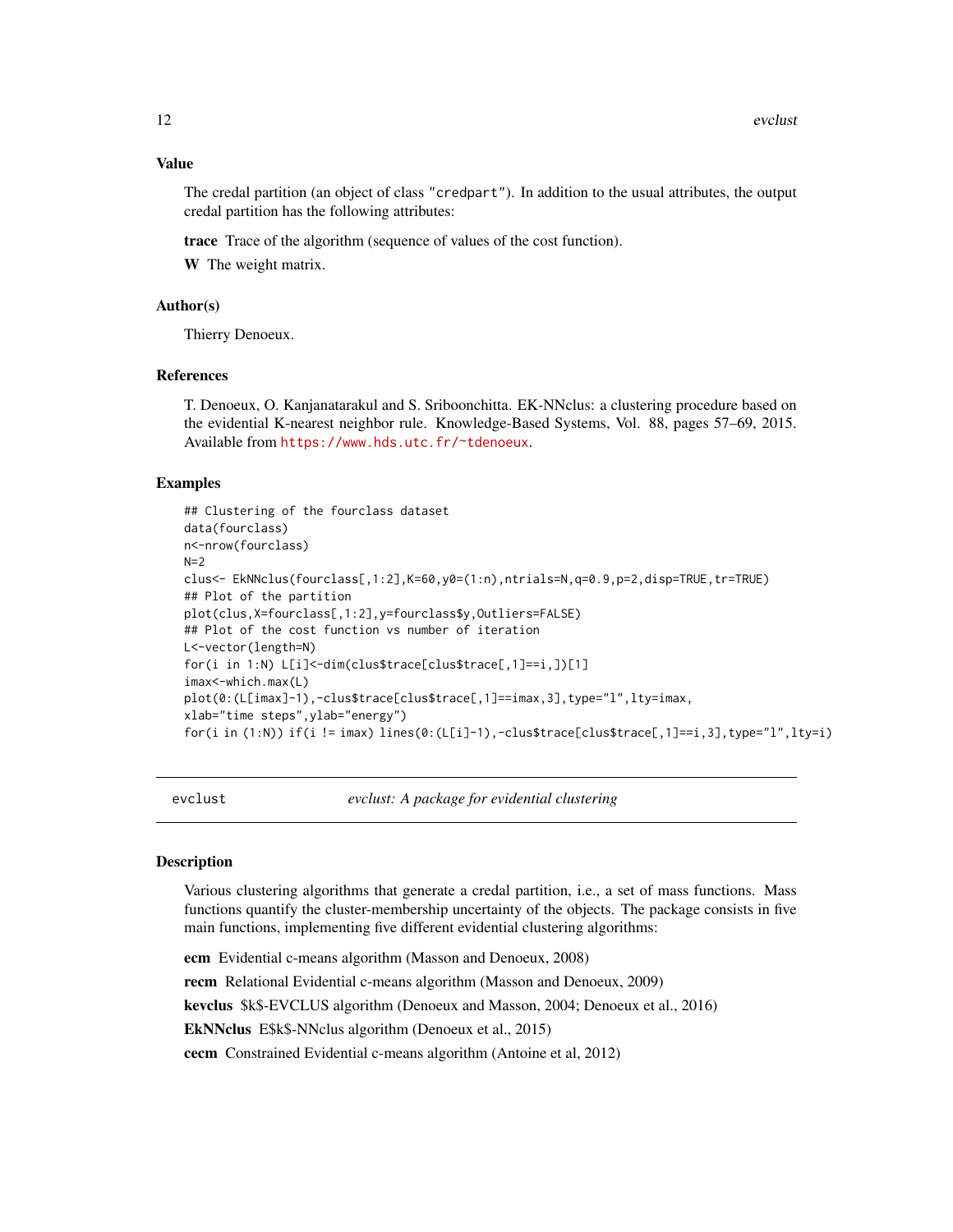## Value

The credal partition (an object of class "credpart"). In addition to the usual attributes, the output credal partition has the following attributes:

**trace** Trace of the algorithm (sequence of values of the cost function).

**W** The weight matrix.

## Author(s)

Thierry Denoeux.

## References

T. Denoeux, O. Kanjanatarakul and S. Sriboonchitta. EK-NNclus: a clustering procedure based on the evidential K-nearest neighbor rule. Knowledge-Based Systems, Vol. 88, pages 57–69, 2015. Available from https://www.hds.utc.fr/~tdenoeux.

## Examples

```
## Clustering of the fourclass dataset
data(fourclass)
n<-nrow(fourclass)
N=2
clus<- EkNNclus(fourclass[,1:2],K=60,y0=(1:n),ntrials=N,q=0.9,p=2,disp=TRUE,tr=TRUE)
## Plot of the partition
plot(clus,X=fourclass[,1:2],y=fourclass$y,Outliers=FALSE)
## Plot of the cost function vs number of iteration
L<-vector(length=N)
for(i in 1:N) L[i]<-dim(clus$trace[clus$trace[,1]==i,])[1]
imax<-which.max(L)
plot(0:(L[imax]-1),-clus$trace[clus$trace[,1]==imax,3],type="l",lty=imax,
xlab="time steps",ylab="energy")
for(i in (1:N)) if(i != imax) lines(0:(L[i]-1),-clus$trace[clus$trace[,1]==i,3],type="l",lty=i)
```

---

# evclust — *evclust: A package for evidential clustering*

## Description

Various clustering algorithms that generate a credal partition, i.e., a set of mass functions. Mass functions quantify the cluster-membership uncertainty of the objects. The package consists in five main functions, implementing five different evidential clustering algorithms:

**ecm** Evidential c-means algorithm (Masson and Denoeux, 2008)

**recm** Relational Evidential c-means algorithm (Masson and Denoeux, 2009)

**kevclus** $k$-EVCLUS algorithm (Denoeux and Masson, 2004; Denoeux et al., 2016)

**EkNNclus** E$k$-NNclus algorithm (Denoeux et al., 2015)

**cecm** Constrained Evidential c-means algorithm (Antoine et al, 2012)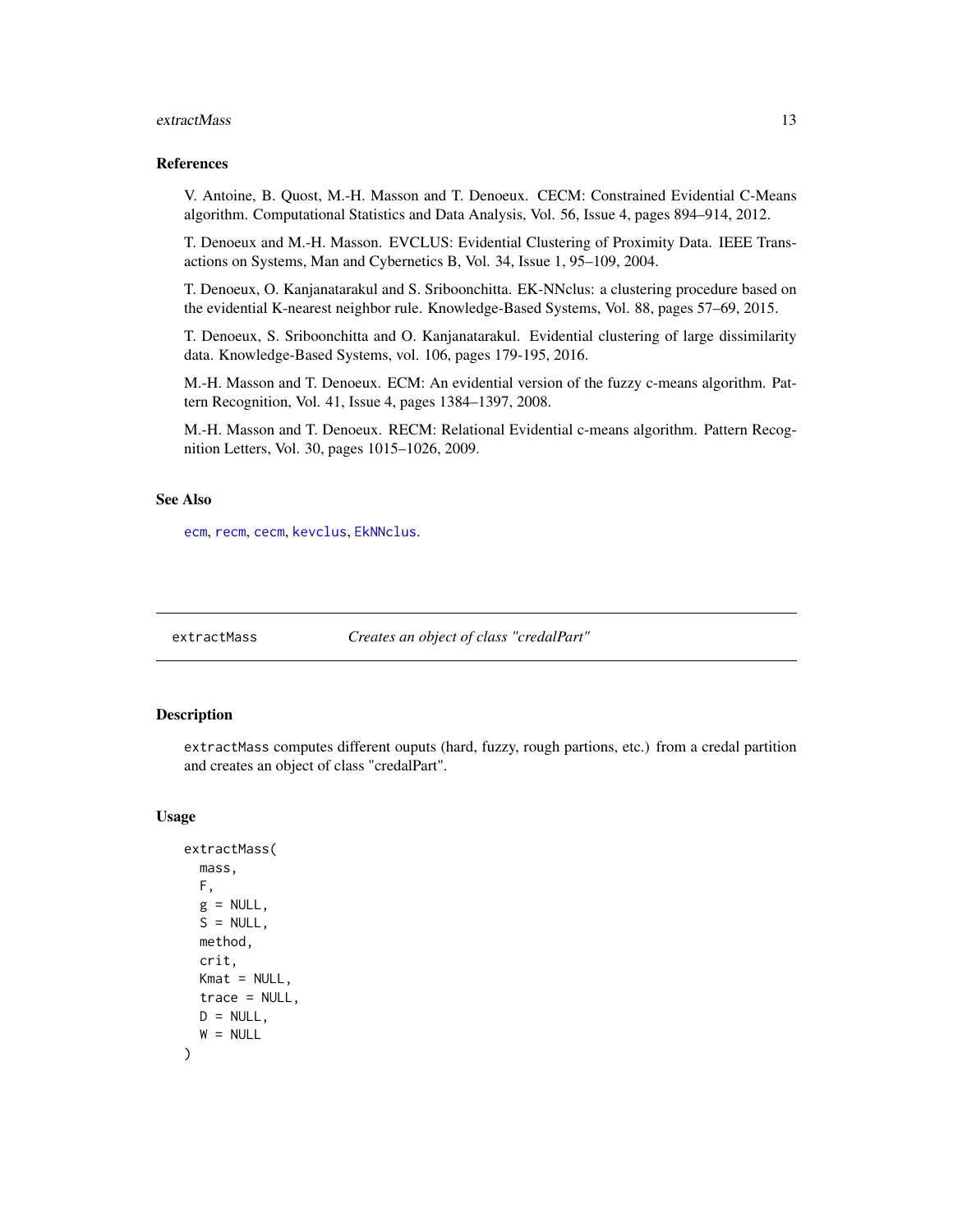## References

V. Antoine, B. Quost, M.-H. Masson and T. Denoeux. CECM: Constrained Evidential C-Means algorithm. Computational Statistics and Data Analysis, Vol. 56, Issue 4, pages 894–914, 2012.

T. Denoeux and M.-H. Masson. EVCLUS: Evidential Clustering of Proximity Data. IEEE Transactions on Systems, Man and Cybernetics B, Vol. 34, Issue 1, 95–109, 2004.

T. Denoeux, O. Kanjanatarakul and S. Sriboonchitta. EK-NNclus: a clustering procedure based on the evidential K-nearest neighbor rule. Knowledge-Based Systems, Vol. 88, pages 57–69, 2015.

T. Denoeux, S. Sriboonchitta and O. Kanjanatarakul. Evidential clustering of large dissimilarity data. Knowledge-Based Systems, vol. 106, pages 179-195, 2016.

M.-H. Masson and T. Denoeux. ECM: An evidential version of the fuzzy c-means algorithm. Pattern Recognition, Vol. 41, Issue 4, pages 1384–1397, 2008.

M.-H. Masson and T. Denoeux. RECM: Relational Evidential c-means algorithm. Pattern Recognition Letters, Vol. 30, pages 1015–1026, 2009.

## See Also

`ecm`, `recm`, `cecm`, `kevclus`, `EkNNclus`.

---

# extractMass *Creates an object of class "credalPart"*

## Description

`extractMass` computes different ouputs (hard, fuzzy, rough partions, etc.) from a credal partition and creates an object of class "credalPart".

## Usage

```
extractMass(
  mass,
  F,
  g = NULL,
  S = NULL,
  method,
  crit,
  Kmat = NULL,
  trace = NULL,
  D = NULL,
  W = NULL
)
```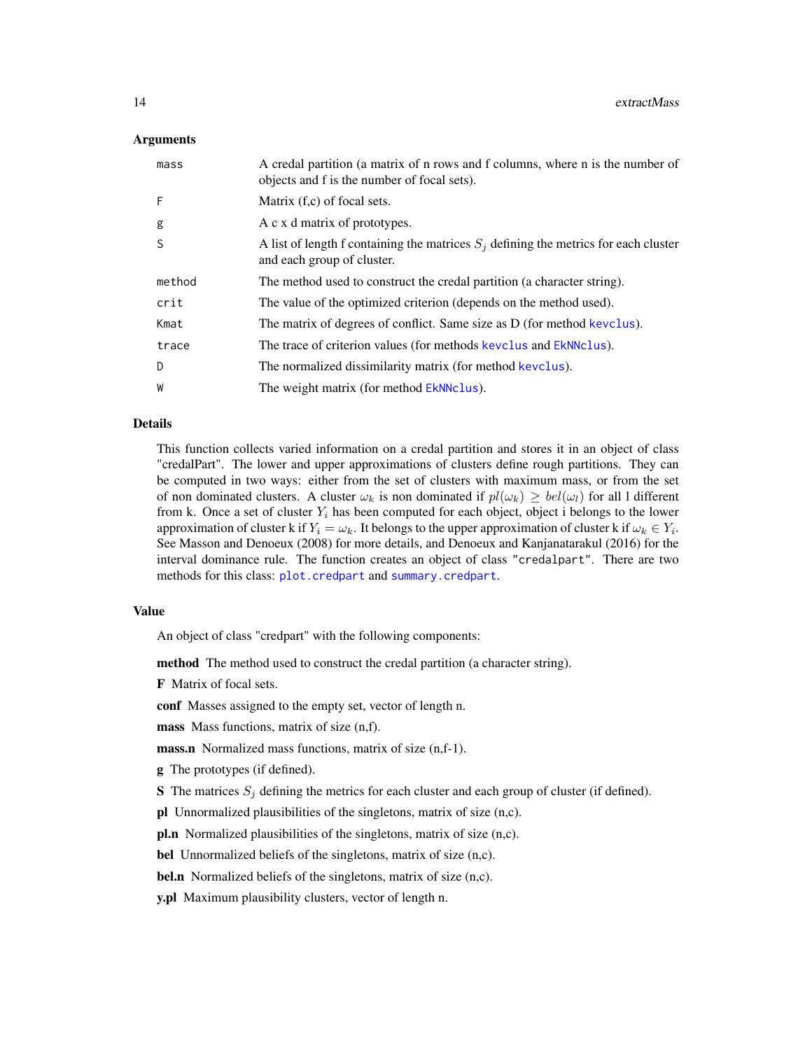### Arguments

| | |
|---|---|
| mass | A credal partition (a matrix of n rows and f columns, where n is the number of objects and f is the number of focal sets). |
| F | Matrix (f,c) of focal sets. |
| g | A c x d matrix of prototypes. |
| S | A list of length f containing the matrices $S_j$ defining the metrics for each cluster and each group of cluster. |
| method | The method used to construct the credal partition (a character string). |
| crit | The value of the optimized criterion (depends on the method used). |
| Kmat | The matrix of degrees of conflict. Same size as D (for method kevclus). |
| trace | The trace of criterion values (for methods kevclus and EkNNclus). |
| D | The normalized dissimilarity matrix (for method kevclus). |
| W | The weight matrix (for method EkNNclus). |

### Details

This function collects varied information on a credal partition and stores it in an object of class "credalPart". The lower and upper approximations of clusters define rough partitions. They can be computed in two ways: either from the set of clusters with maximum mass, or from the set of non dominated clusters. A cluster $\omega_k$ is non dominated if $pl(\omega_k) \geq bel(\omega_l)$ for all l different from k. Once a set of cluster $Y_i$ has been computed for each object, object i belongs to the lower approximation of cluster k if $Y_i = \omega_k$. It belongs to the upper approximation of cluster k if $\omega_k \in Y_i$. See Masson and Denoeux (2008) for more details, and Denoeux and Kanjanatarakul (2016) for the interval dominance rule. The function creates an object of class "credpart". There are two methods for this class: plot.credpart and summary.credpart.

### Value

An object of class "credpart" with the following components:

**method** The method used to construct the credal partition (a character string).

**F** Matrix of focal sets.

**conf** Masses assigned to the empty set, vector of length n.

**mass** Mass functions, matrix of size (n,f).

**mass.n** Normalized mass functions, matrix of size (n,f-1).

**g** The prototypes (if defined).

**S** The matrices $S_j$ defining the metrics for each cluster and each group of cluster (if defined).

**pl** Unnormalized plausibilities of the singletons, matrix of size (n,c).

**pl.n** Normalized plausibilities of the singletons, matrix of size (n,c).

**bel** Unnormalized beliefs of the singletons, matrix of size (n,c).

**bel.n** Normalized beliefs of the singletons, matrix of size (n,c).

**y.pl** Maximum plausibility clusters, vector of length n.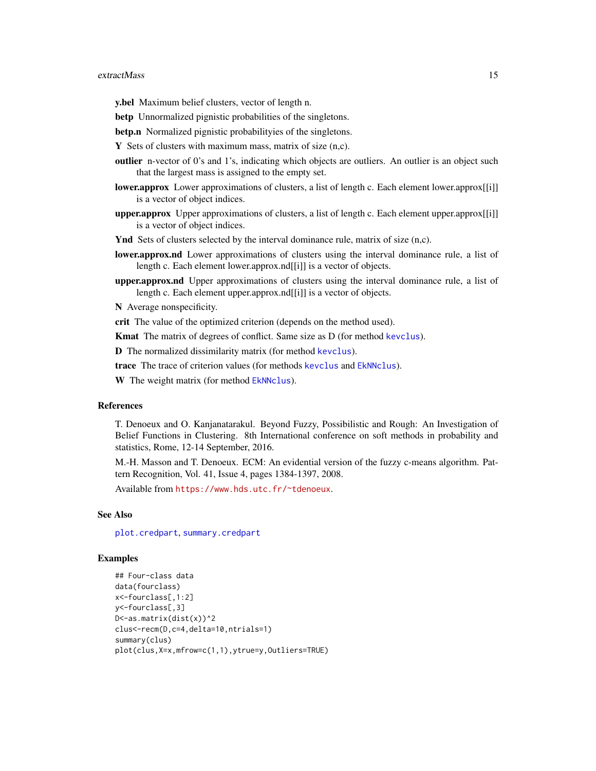**y.bel** Maximum belief clusters, vector of length n.

**betp** Unnormalized pignistic probabilities of the singletons.

**betp.n** Normalized pignistic probabilityies of the singletons.

**Y** Sets of clusters with maximum mass, matrix of size (n,c).

**outlier** n-vector of 0's and 1's, indicating which objects are outliers. An outlier is an object such that the largest mass is assigned to the empty set.

**lower.approx** Lower approximations of clusters, a list of length c. Each element lower.approx[[i]] is a vector of object indices.

**upper.approx** Upper approximations of clusters, a list of length c. Each element upper.approx[[i]] is a vector of object indices.

**Ynd** Sets of clusters selected by the interval dominance rule, matrix of size (n,c).

**lower.approx.nd** Lower approximations of clusters using the interval dominance rule, a list of length c. Each element lower.approx.nd[[i]] is a vector of objects.

**upper.approx.nd** Upper approximations of clusters using the interval dominance rule, a list of length c. Each element upper.approx.nd[[i]] is a vector of objects.

**N** Average nonspecificity.

**crit** The value of the optimized criterion (depends on the method used).

**Kmat** The matrix of degrees of conflict. Same size as D (for method `kevclus`).

**D** The normalized dissimilarity matrix (for method `kevclus`).

**trace** The trace of criterion values (for methods `kevclus` and `EkNNclus`).

**W** The weight matrix (for method `EkNNclus`).

### References

T. Denoeux and O. Kanjanatarakul. Beyond Fuzzy, Possibilistic and Rough: An Investigation of Belief Functions in Clustering. 8th International conference on soft methods in probability and statistics, Rome, 12-14 September, 2016.

M.-H. Masson and T. Denoeux. ECM: An evidential version of the fuzzy c-means algorithm. Pattern Recognition, Vol. 41, Issue 4, pages 1384-1397, 2008.

Available from `https://www.hds.utc.fr/~tdenoeux`.

### See Also

`plot.credpart`, `summary.credpart`

### Examples

```
## Four-class data
data(fourclass)
x<-fourclass[,1:2]
y<-fourclass[,3]
D<-as.matrix(dist(x))^2
clus<-recm(D,c=4,delta=10,ntrials=1)
summary(clus)
plot(clus,X=x,mfrow=c(1,1),ytrue=y,Outliers=TRUE)
```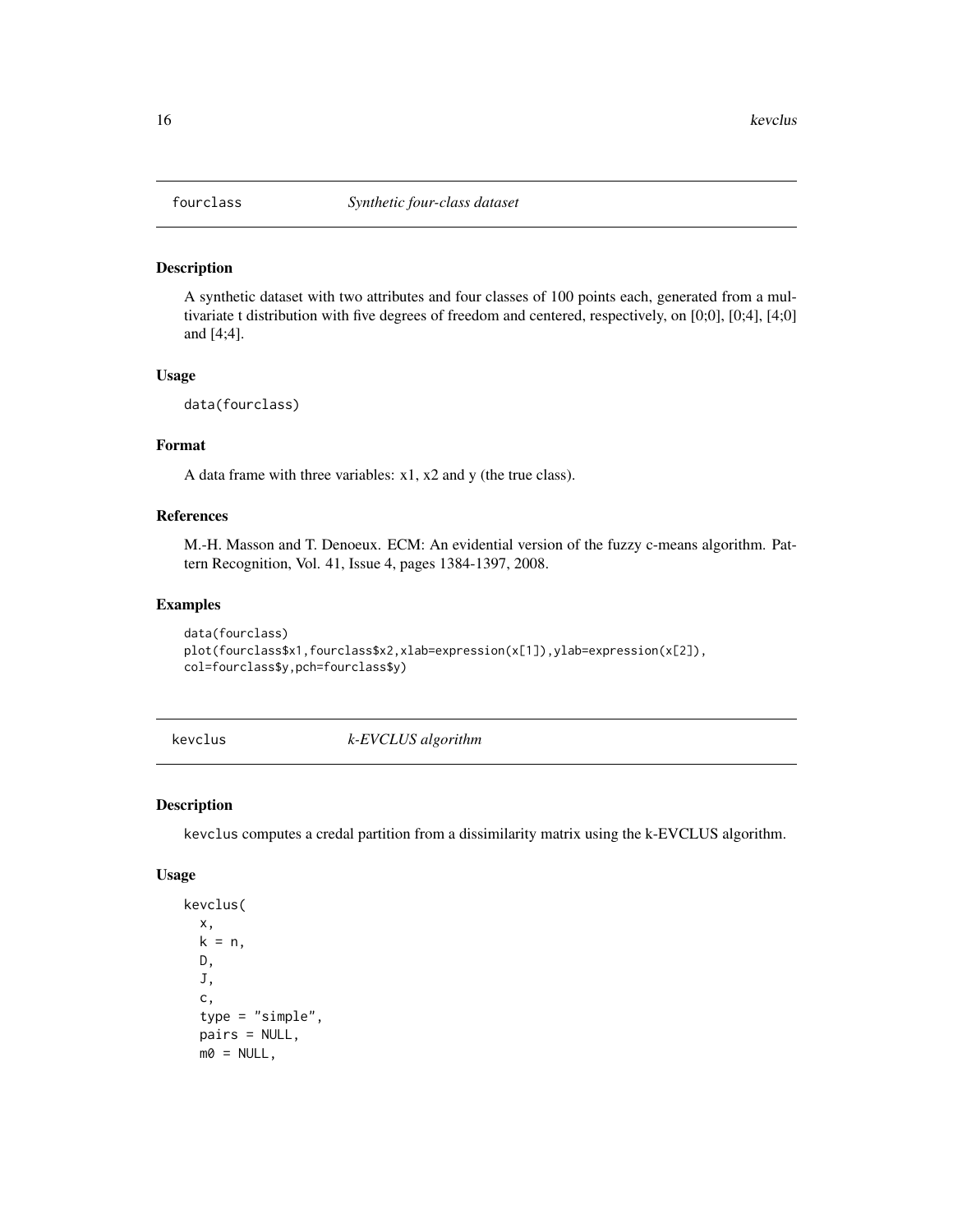## fourclass — *Synthetic four-class dataset*

### Description

A synthetic dataset with two attributes and four classes of 100 points each, generated from a multivariate t distribution with five degrees of freedom and centered, respectively, on [0;0], [0;4], [4;0] and [4;4].

### Usage

```
data(fourclass)
```

### Format

A data frame with three variables: x1, x2 and y (the true class).

### References

M.-H. Masson and T. Denoeux. ECM: An evidential version of the fuzzy c-means algorithm. Pattern Recognition, Vol. 41, Issue 4, pages 1384-1397, 2008.

### Examples

```
data(fourclass)
plot(fourclass$x1,fourclass$x2,xlab=expression(x[1]),ylab=expression(x[2]),
col=fourclass$y,pch=fourclass$y)
```

## kevclus — *k-EVCLUS algorithm*

### Description

kevclus computes a credal partition from a dissimilarity matrix using the k-EVCLUS algorithm.

### Usage

```
kevclus(
  x,
  k = n,
  D,
  J,
  c,
  type = "simple",
  pairs = NULL,
  m0 = NULL,
```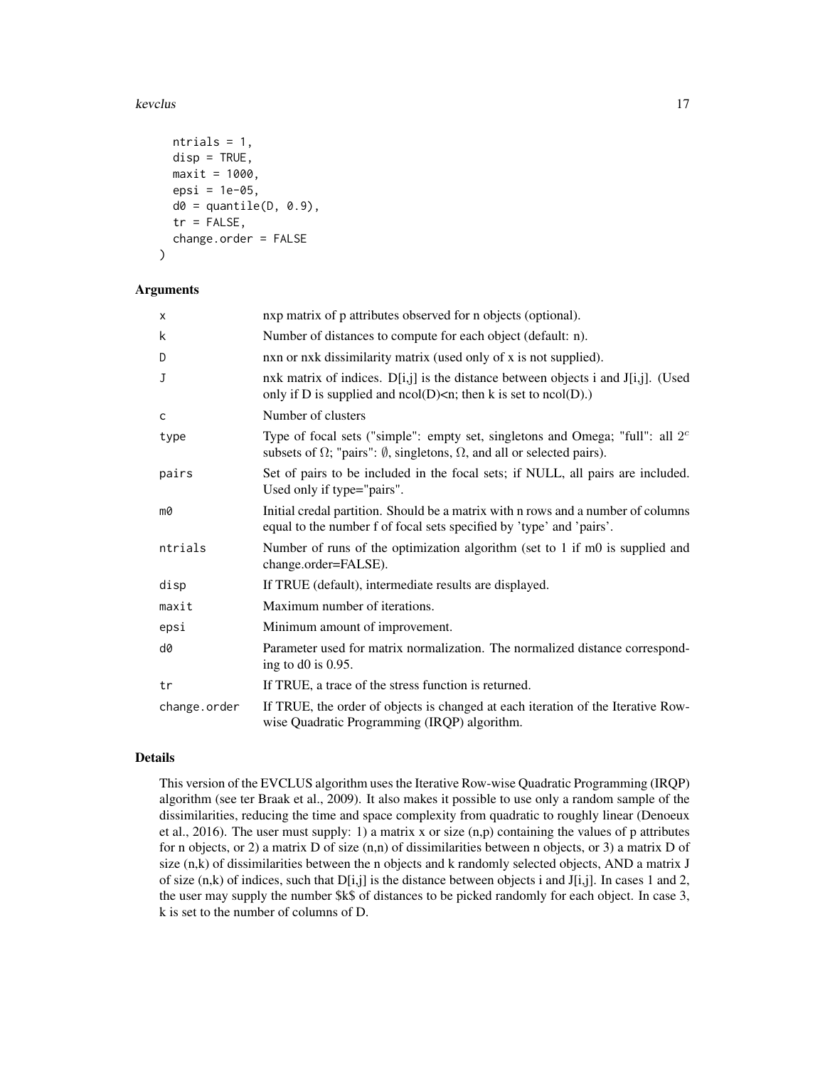```
  ntrials = 1,
  disp = TRUE,
  maxit = 1000,
  epsi = 1e-05,
  d0 = quantile(D, 0.9),
  tr = FALSE,
  change.order = FALSE
)
```

## Arguments

| | |
|---|---|
| x | nxp matrix of p attributes observed for n objects (optional). |
| k | Number of distances to compute for each object (default: n). |
| D | nxn or nxk dissimilarity matrix (used only of x is not supplied). |
| J | nxk matrix of indices. D[i,j] is the distance between objects i and J[i,j]. (Used only if D is supplied and ncol(D)<n; then k is set to ncol(D).) |
| c | Number of clusters |
| type | Type of focal sets ("simple": empty set, singletons and Omega; "full": all $2^c$ subsets of $\Omega$; "pairs": $\emptyset$, singletons, $\Omega$, and all or selected pairs). |
| pairs | Set of pairs to be included in the focal sets; if NULL, all pairs are included. Used only if type="pairs". |
| m0 | Initial credal partition. Should be a matrix with n rows and a number of columns equal to the number f of focal sets specified by 'type' and 'pairs'. |
| ntrials | Number of runs of the optimization algorithm (set to 1 if m0 is supplied and change.order=FALSE). |
| disp | If TRUE (default), intermediate results are displayed. |
| maxit | Maximum number of iterations. |
| epsi | Minimum amount of improvement. |
| d0 | Parameter used for matrix normalization. The normalized distance corresponding to d0 is 0.95. |
| tr | If TRUE, a trace of the stress function is returned. |
| change.order | If TRUE, the order of objects is changed at each iteration of the Iterative Row-wise Quadratic Programming (IRQP) algorithm. |

## Details

This version of the EVCLUS algorithm uses the Iterative Row-wise Quadratic Programming (IRQP) algorithm (see ter Braak et al., 2009). It also makes it possible to use only a random sample of the dissimilarities, reducing the time and space complexity from quadratic to roughly linear (Denoeux et al., 2016). The user must supply: 1) a matrix x or size (n,p) containing the values of p attributes for n objects, or 2) a matrix D of size (n,n) of dissimilarities between n objects, or 3) a matrix D of size (n,k) of dissimilarities between the n objects and k randomly selected objects, AND a matrix J of size (n,k) of indices, such that D[i,j] is the distance between objects i and J[i,j]. In cases 1 and 2, the user may supply the number $k$ of distances to be picked randomly for each object. In case 3, k is set to the number of columns of D.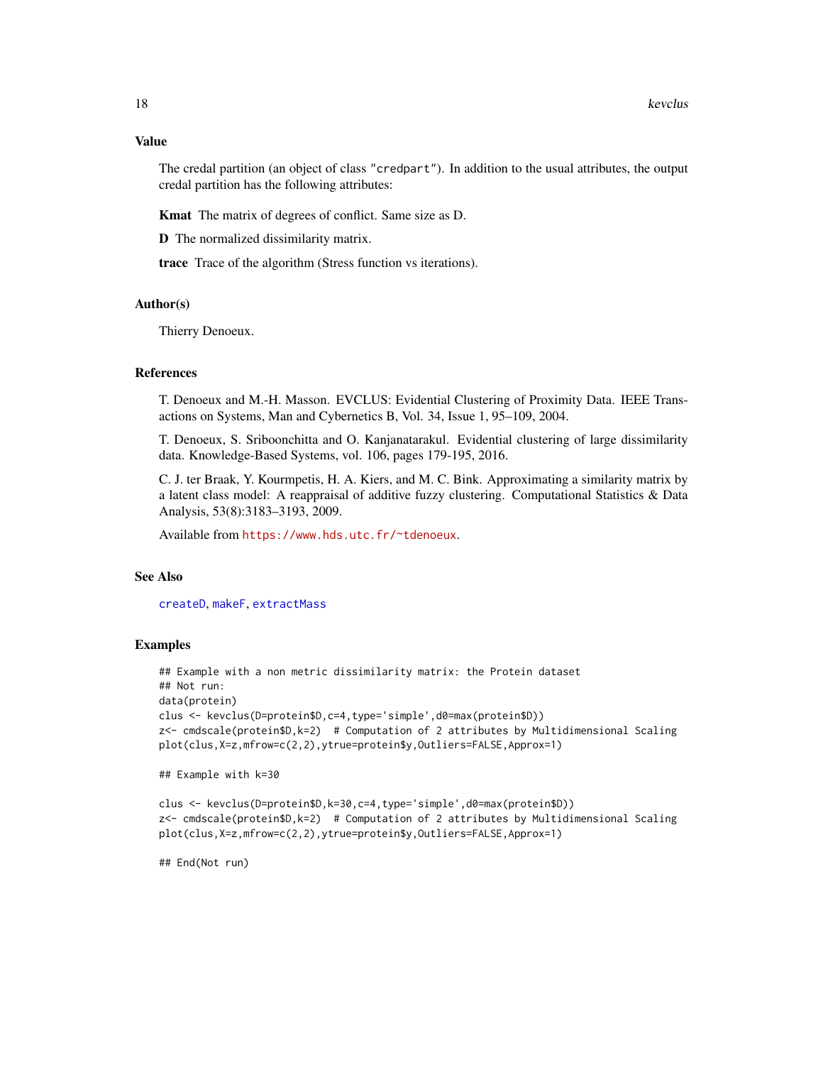### Value

The credal partition (an object of class "credpart"). In addition to the usual attributes, the output credal partition has the following attributes:

**Kmat** The matrix of degrees of conflict. Same size as D.

**D** The normalized dissimilarity matrix.

**trace** Trace of the algorithm (Stress function vs iterations).

### Author(s)

Thierry Denoeux.

### References

T. Denoeux and M.-H. Masson. EVCLUS: Evidential Clustering of Proximity Data. IEEE Transactions on Systems, Man and Cybernetics B, Vol. 34, Issue 1, 95–109, 2004.

T. Denoeux, S. Sriboonchitta and O. Kanjanatarakul. Evidential clustering of large dissimilarity data. Knowledge-Based Systems, vol. 106, pages 179-195, 2016.

C. J. ter Braak, Y. Kourmpetis, H. A. Kiers, and M. C. Bink. Approximating a similarity matrix by a latent class model: A reappraisal of additive fuzzy clustering. Computational Statistics & Data Analysis, 53(8):3183–3193, 2009.

Available from https://www.hds.utc.fr/~tdenoeux.

### See Also

createD, makeF, extractMass

### Examples

```
## Example with a non metric dissimilarity matrix: the Protein dataset
## Not run:
data(protein)
clus <- kevclus(D=protein$D,c=4,type='simple',d0=max(protein$D))
z<- cmdscale(protein$D,k=2)  # Computation of 2 attributes by Multidimensional Scaling
plot(clus,X=z,mfrow=c(2,2),ytrue=protein$y,Outliers=FALSE,Approx=1)

## Example with k=30

clus <- kevclus(D=protein$D,k=30,c=4,type='simple',d0=max(protein$D))
z<- cmdscale(protein$D,k=2)  # Computation of 2 attributes by Multidimensional Scaling
plot(clus,X=z,mfrow=c(2,2),ytrue=protein$y,Outliers=FALSE,Approx=1)

## End(Not run)
```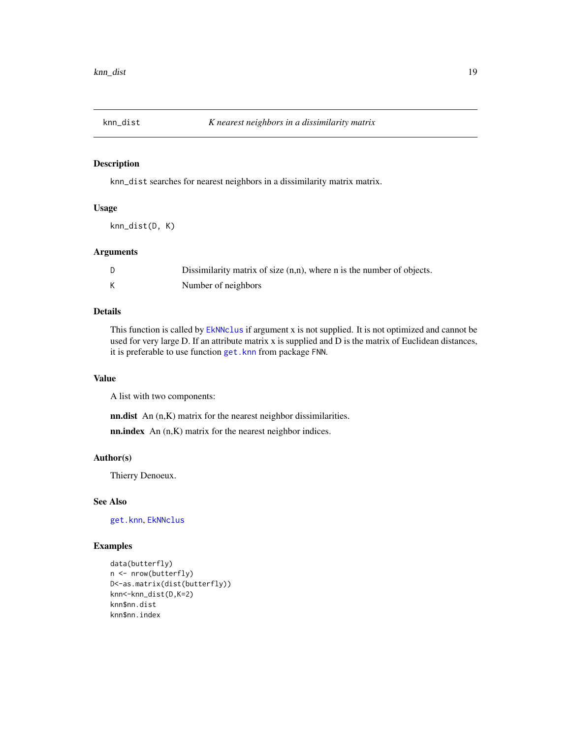## knn_dist — *K nearest neighbors in a dissimilarity matrix*

### Description

knn_dist searches for nearest neighbors in a dissimilarity matrix matrix.

### Usage

```
knn_dist(D, K)
```

### Arguments

| | |
|---|---|
| D | Dissimilarity matrix of size (n,n), where n is the number of objects. |
| K | Number of neighbors |

### Details

This function is called by EkNNclus if argument x is not supplied. It is not optimized and cannot be used for very large D. If an attribute matrix x is supplied and D is the matrix of Euclidean distances, it is preferable to use function get.knn from package FNN.

### Value

A list with two components:

**nn.dist** An (n,K) matrix for the nearest neighbor dissimilarities.

**nn.index** An (n,K) matrix for the nearest neighbor indices.

### Author(s)

Thierry Denoeux.

### See Also

get.knn, EkNNclus

### Examples

```
data(butterfly)
n <- nrow(butterfly)
D<-as.matrix(dist(butterfly))
knn<-knn_dist(D,K=2)
knn$nn.dist
knn$nn.index
```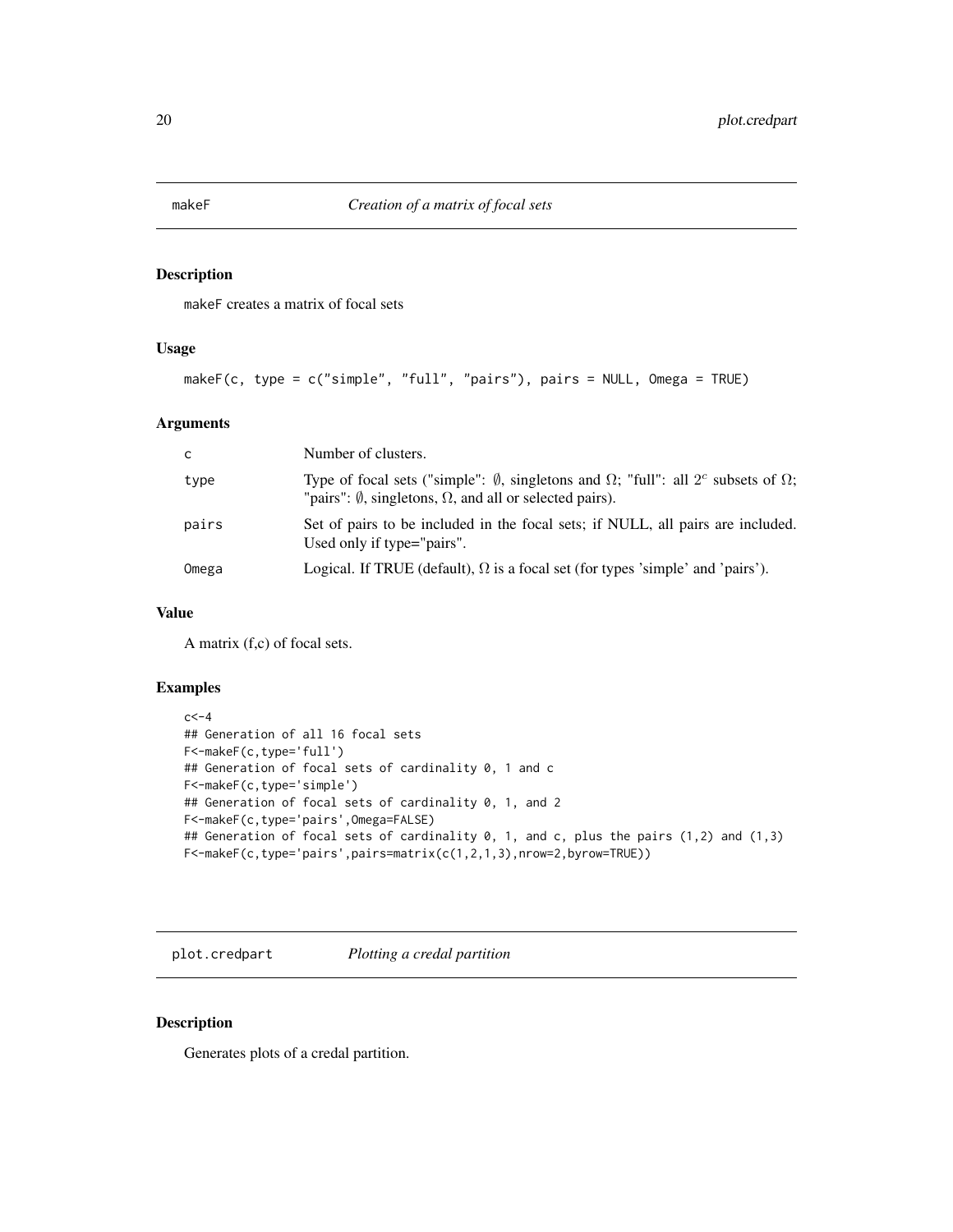## makeF — *Creation of a matrix of focal sets*

### Description

makeF creates a matrix of focal sets

### Usage

```
makeF(c, type = c("simple", "full", "pairs"), pairs = NULL, Omega = TRUE)
```

### Arguments

| | |
|---|---|
| c | Number of clusters. |
| type | Type of focal sets ("simple": $\emptyset$, singletons and $\Omega$; "full": all $2^c$ subsets of $\Omega$; "pairs": $\emptyset$, singletons, $\Omega$, and all or selected pairs). |
| pairs | Set of pairs to be included in the focal sets; if NULL, all pairs are included. Used only if type="pairs". |
| Omega | Logical. If TRUE (default), $\Omega$ is a focal set (for types 'simple' and 'pairs'). |

### Value

A matrix (f,c) of focal sets.

### Examples

```
c<-4
## Generation of all 16 focal sets
F<-makeF(c,type='full')
## Generation of focal sets of cardinality 0, 1 and c
F<-makeF(c,type='simple')
## Generation of focal sets of cardinality 0, 1, and 2
F<-makeF(c,type='pairs',Omega=FALSE)
## Generation of focal sets of cardinality 0, 1, and c, plus the pairs (1,2) and (1,3)
F<-makeF(c,type='pairs',pairs=matrix(c(1,2,1,3),nrow=2,byrow=TRUE))
```

## plot.credpart — *Plotting a credal partition*

### Description

Generates plots of a credal partition.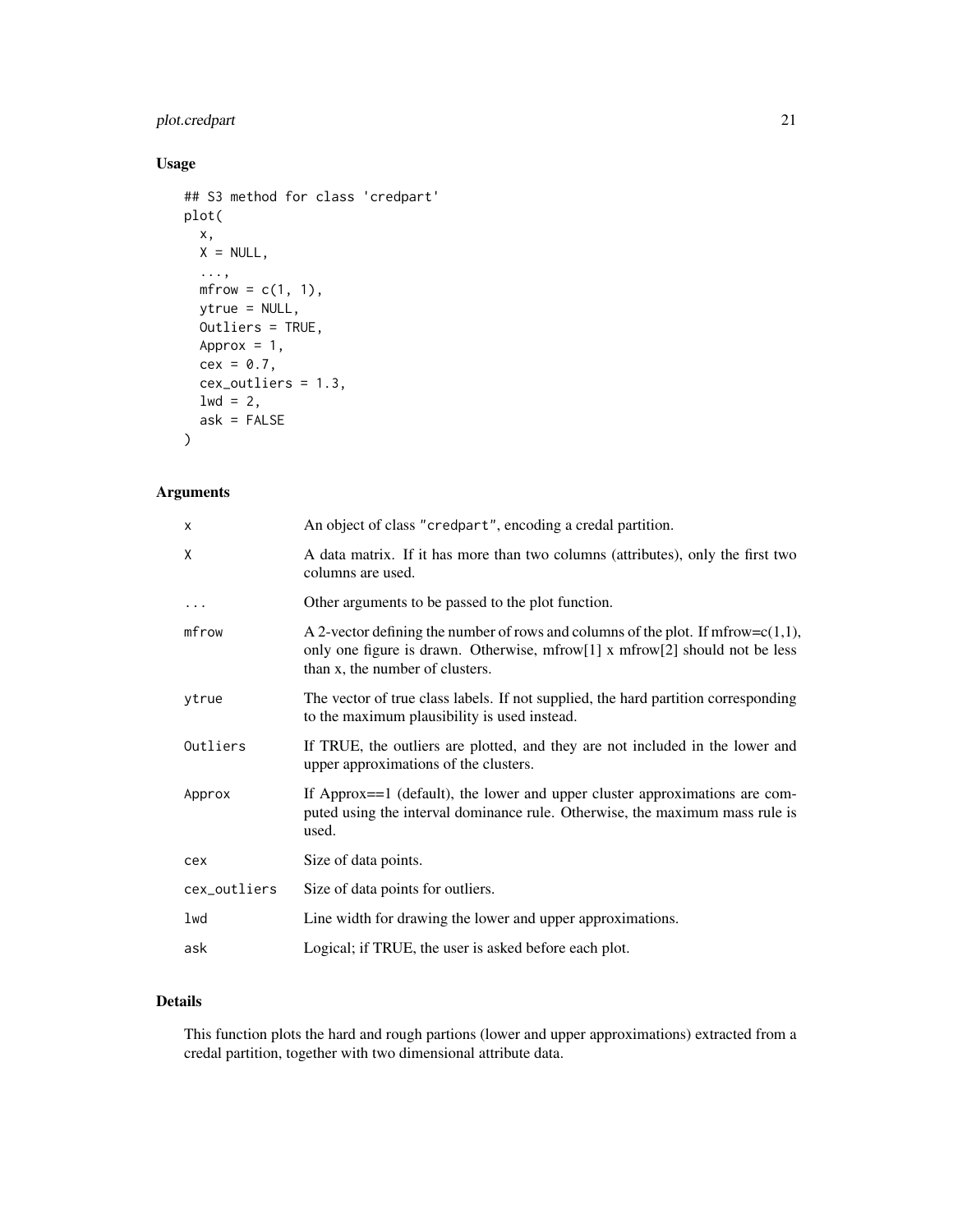## Usage

```
## S3 method for class 'credpart'
plot(
  x,
  X = NULL,
  ...,
  mfrow = c(1, 1),
  ytrue = NULL,
  Outliers = TRUE,
  Approx = 1,
  cex = 0.7,
  cex_outliers = 1.3,
  lwd = 2,
  ask = FALSE
)
```

## Arguments

| | |
|---|---|
| x | An object of class "credpart", encoding a credal partition. |
| X | A data matrix. If it has more than two columns (attributes), only the first two columns are used. |
| ... | Other arguments to be passed to the plot function. |
| mfrow | A 2-vector defining the number of rows and columns of the plot. If mfrow=c(1,1), only one figure is drawn. Otherwise, mfrow[1] x mfrow[2] should not be less than x, the number of clusters. |
| ytrue | The vector of true class labels. If not supplied, the hard partition corresponding to the maximum plausibility is used instead. |
| Outliers | If TRUE, the outliers are plotted, and they are not included in the lower and upper approximations of the clusters. |
| Approx | If Approx==1 (default), the lower and upper cluster approximations are computed using the interval dominance rule. Otherwise, the maximum mass rule is used. |
| cex | Size of data points. |
| cex_outliers | Size of data points for outliers. |
| lwd | Line width for drawing the lower and upper approximations. |
| ask | Logical; if TRUE, the user is asked before each plot. |

## Details

This function plots the hard and rough partions (lower and upper approximations) extracted from a credal partition, together with two dimensional attribute data.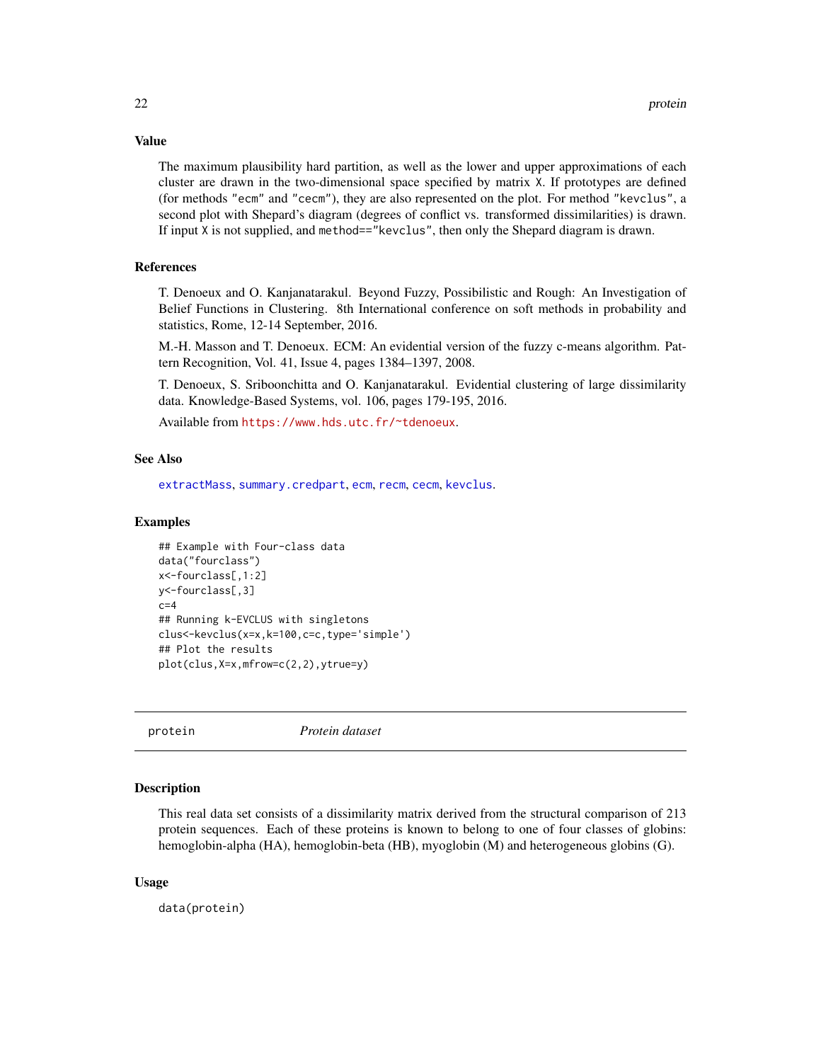### Value

The maximum plausibility hard partition, as well as the lower and upper approximations of each cluster are drawn in the two-dimensional space specified by matrix `X`. If prototypes are defined (for methods `"ecm"` and `"cecm"`), they are also represented on the plot. For method `"kevclus"`, a second plot with Shepard's diagram (degrees of conflict vs. transformed dissimilarities) is drawn. If input `X` is not supplied, and `method=="kevclus"`, then only the Shepard diagram is drawn.

### References

T. Denoeux and O. Kanjanatarakul. Beyond Fuzzy, Possibilistic and Rough: An Investigation of Belief Functions in Clustering. 8th International conference on soft methods in probability and statistics, Rome, 12-14 September, 2016.

M.-H. Masson and T. Denoeux. ECM: An evidential version of the fuzzy c-means algorithm. Pattern Recognition, Vol. 41, Issue 4, pages 1384–1397, 2008.

T. Denoeux, S. Sriboonchitta and O. Kanjanatarakul. Evidential clustering of large dissimilarity data. Knowledge-Based Systems, vol. 106, pages 179-195, 2016.

Available from https://www.hds.utc.fr/~tdenoeux.

### See Also

`extractMass`, `summary.credpart`, `ecm`, `recm`, `cecm`, `kevclus`.

### Examples

```
## Example with Four-class data
data("fourclass")
x<-fourclass[,1:2]
y<-fourclass[,3]
c=4
## Running k-EVCLUS with singletons
clus<-kevclus(x=x,k=100,c=c,type='simple')
## Plot the results
plot(clus,X=x,mfrow=c(2,2),ytrue=y)
```

---

## protein *Protein dataset*

### Description

This real data set consists of a dissimilarity matrix derived from the structural comparison of 213 protein sequences. Each of these proteins is known to belong to one of four classes of globins: hemoglobin-alpha (HA), hemoglobin-beta (HB), myoglobin (M) and heterogeneous globins (G).

### Usage

```
data(protein)
```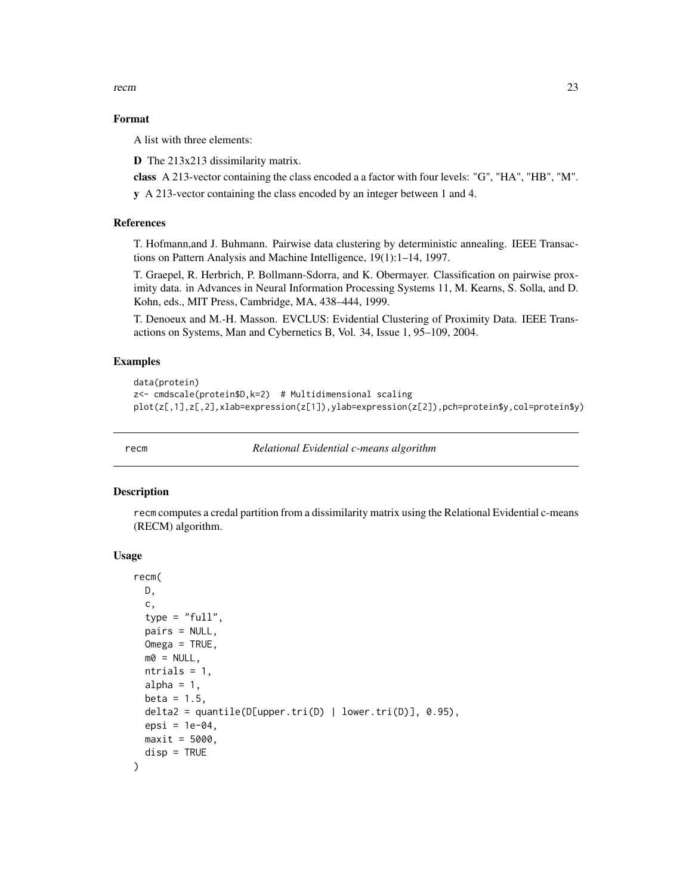## Format

A list with three elements:

**D** The 213x213 dissimilarity matrix.

**class** A 213-vector containing the class encoded a a factor with four levels: "G", "HA", "HB", "M".

**y** A 213-vector containing the class encoded by an integer between 1 and 4.

## References

T. Hofmann,and J. Buhmann. Pairwise data clustering by deterministic annealing. IEEE Transactions on Pattern Analysis and Machine Intelligence, 19(1):1–14, 1997.

T. Graepel, R. Herbrich, P. Bollmann-Sdorra, and K. Obermayer. Classification on pairwise proximity data. in Advances in Neural Information Processing Systems 11, M. Kearns, S. Solla, and D. Kohn, eds., MIT Press, Cambridge, MA, 438–444, 1999.

T. Denoeux and M.-H. Masson. EVCLUS: Evidential Clustering of Proximity Data. IEEE Transactions on Systems, Man and Cybernetics B, Vol. 34, Issue 1, 95–109, 2004.

## Examples

```
data(protein)
z<- cmdscale(protein$D,k=2)  # Multidimensional scaling
plot(z[,1],z[,2],xlab=expression(z[1]),ylab=expression(z[2]),pch=protein$y,col=protein$y)
```

---

# recm — *Relational Evidential c-means algorithm*

## Description

recm computes a credal partition from a dissimilarity matrix using the Relational Evidential c-means (RECM) algorithm.

## Usage

```
recm(
  D,
  c,
  type = "full",
  pairs = NULL,
  Omega = TRUE,
  m0 = NULL,
  ntrials = 1,
  alpha = 1,
  beta = 1.5,
  delta2 = quantile(D[upper.tri(D) | lower.tri(D)], 0.95),
  epsi = 1e-04,
  maxit = 5000,
  disp = TRUE
)
```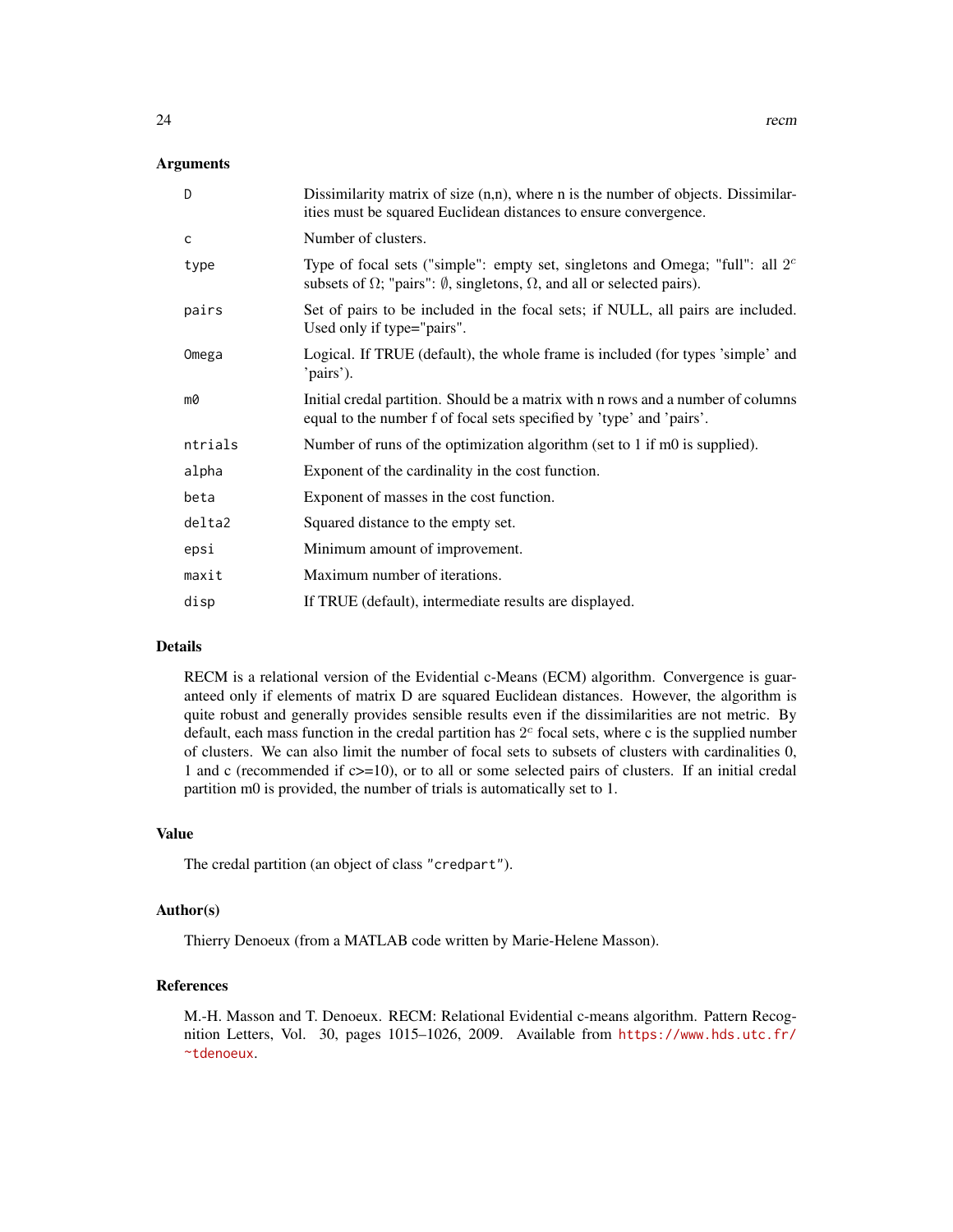## Arguments

| | |
|---|---|
| `D` | Dissimilarity matrix of size (n,n), where n is the number of objects. Dissimilarities must be squared Euclidean distances to ensure convergence. |
| `c` | Number of clusters. |
| `type` | Type of focal sets ("simple": empty set, singletons and Omega; "full": all $2^c$ subsets of $\Omega$; "pairs": $\emptyset$, singletons, $\Omega$, and all or selected pairs). |
| `pairs` | Set of pairs to be included in the focal sets; if NULL, all pairs are included. Used only if type="pairs". |
| `Omega` | Logical. If TRUE (default), the whole frame is included (for types 'simple' and 'pairs'). |
| `m0` | Initial credal partition. Should be a matrix with n rows and a number of columns equal to the number f of focal sets specified by 'type' and 'pairs'. |
| `ntrials` | Number of runs of the optimization algorithm (set to 1 if m0 is supplied). |
| `alpha` | Exponent of the cardinality in the cost function. |
| `beta` | Exponent of masses in the cost function. |
| `delta2` | Squared distance to the empty set. |
| `epsi` | Minimum amount of improvement. |
| `maxit` | Maximum number of iterations. |
| `disp` | If TRUE (default), intermediate results are displayed. |

## Details

RECM is a relational version of the Evidential c-Means (ECM) algorithm. Convergence is guaranteed only if elements of matrix D are squared Euclidean distances. However, the algorithm is quite robust and generally provides sensible results even if the dissimilarities are not metric. By default, each mass function in the credal partition has $2^c$ focal sets, where c is the supplied number of clusters. We can also limit the number of focal sets to subsets of clusters with cardinalities 0, 1 and c (recommended if c>=10), or to all or some selected pairs of clusters. If an initial credal partition m0 is provided, the number of trials is automatically set to 1.

## Value

The credal partition (an object of class "credpart").

## Author(s)

Thierry Denoeux (from a MATLAB code written by Marie-Helene Masson).

## References

M.-H. Masson and T. Denoeux. RECM: Relational Evidential c-means algorithm. Pattern Recognition Letters, Vol. 30, pages 1015–1026, 2009. Available from https://www.hds.utc.fr/~tdenoeux.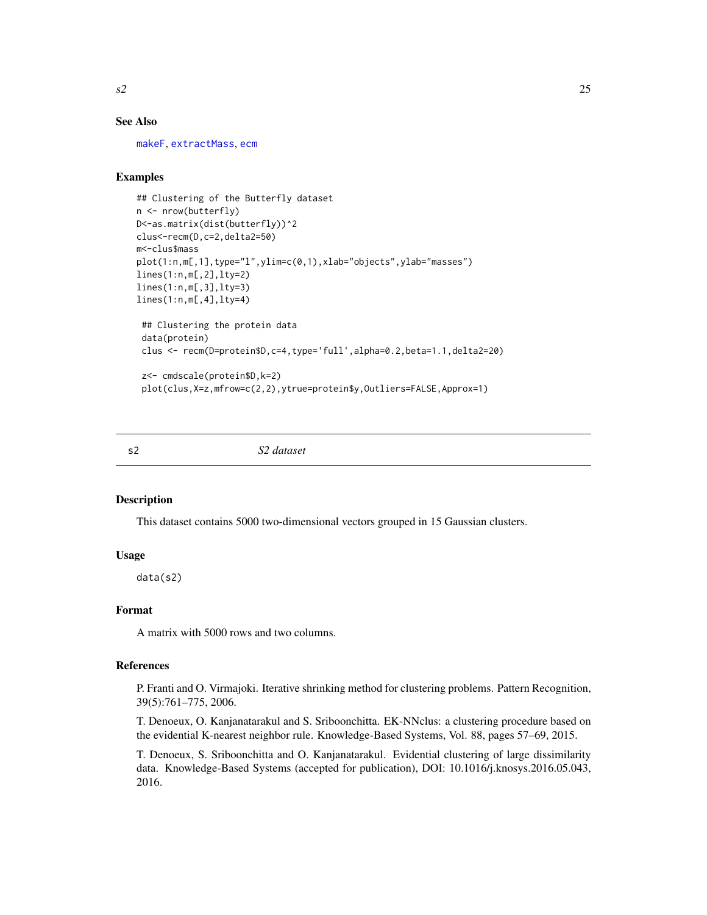### See Also

makeF, extractMass, ecm

### Examples

```
## Clustering of the Butterfly dataset
n <- nrow(butterfly)
D<-as.matrix(dist(butterfly))^2
clus<-recm(D,c=2,delta2=50)
m<-clus$mass
plot(1:n,m[,1],type="l",ylim=c(0,1),xlab="objects",ylab="masses")
lines(1:n,m[,2],lty=2)
lines(1:n,m[,3],lty=3)
lines(1:n,m[,4],lty=4)

 ## Clustering the protein data
 data(protein)
 clus <- recm(D=protein$D,c=4,type='full',alpha=0.2,beta=1.1,delta2=20)

 z<- cmdscale(protein$D,k=2)
 plot(clus,X=z,mfrow=c(2,2),ytrue=protein$y,Outliers=FALSE,Approx=1)
```

---

## s2 &nbsp;&nbsp;&nbsp;&nbsp; *S2 dataset*

---

### Description

This dataset contains 5000 two-dimensional vectors grouped in 15 Gaussian clusters.

### Usage

```
data(s2)
```

### Format

A matrix with 5000 rows and two columns.

### References

P. Franti and O. Virmajoki. Iterative shrinking method for clustering problems. Pattern Recognition, 39(5):761–775, 2006.

T. Denoeux, O. Kanjanatarakul and S. Sriboonchitta. EK-NNclus: a clustering procedure based on the evidential K-nearest neighbor rule. Knowledge-Based Systems, Vol. 88, pages 57–69, 2015.

T. Denoeux, S. Sriboonchitta and O. Kanjanatarakul. Evidential clustering of large dissimilarity data. Knowledge-Based Systems (accepted for publication), DOI: 10.1016/j.knosys.2016.05.043, 2016.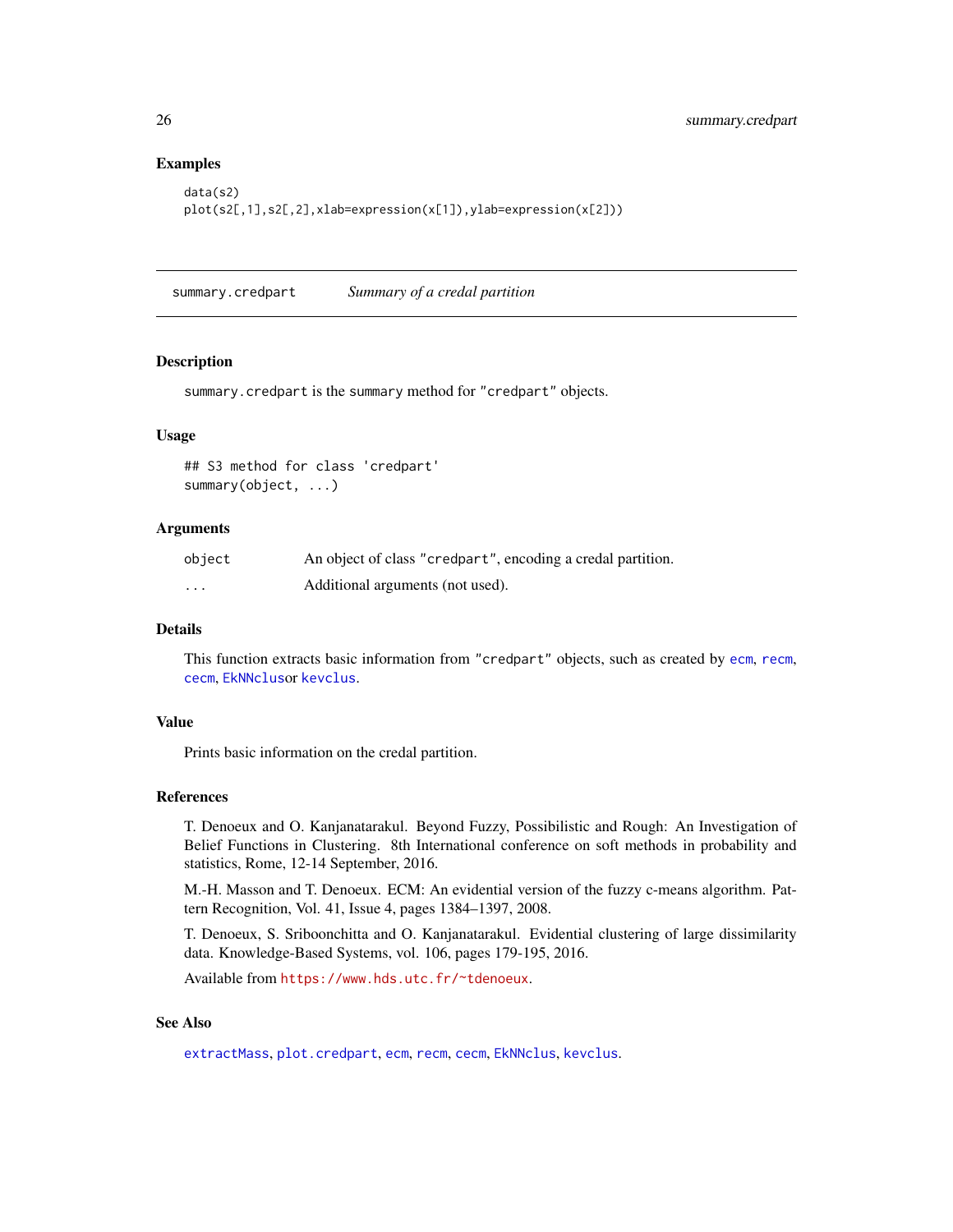## Examples

```
data(s2)
plot(s2[,1],s2[,2],xlab=expression(x[1]),ylab=expression(x[2]))
```

---

# summary.credpart — *Summary of a credal partition*

---

### Description

`summary.credpart` is the `summary` method for `"credpart"` objects.

### Usage

```
## S3 method for class 'credpart'
summary(object, ...)
```

### Arguments

| | |
|---|---|
| `object` | An object of class `"credpart"`, encoding a credal partition. |
| `...` | Additional arguments (not used). |

### Details

This function extracts basic information from `"credpart"` objects, such as created by `ecm`, `recm`, `cecm`, `EkNNclus`or `kevclus`.

### Value

Prints basic information on the credal partition.

### References

T. Denoeux and O. Kanjanatarakul. Beyond Fuzzy, Possibilistic and Rough: An Investigation of Belief Functions in Clustering. 8th International conference on soft methods in probability and statistics, Rome, 12-14 September, 2016.

M.-H. Masson and T. Denoeux. ECM: An evidential version of the fuzzy c-means algorithm. Pattern Recognition, Vol. 41, Issue 4, pages 1384–1397, 2008.

T. Denoeux, S. Sriboonchitta and O. Kanjanatarakul. Evidential clustering of large dissimilarity data. Knowledge-Based Systems, vol. 106, pages 179-195, 2016.

Available from `https://www.hds.utc.fr/~tdenoeux`.

### See Also

`extractMass`, `plot.credpart`, `ecm`, `recm`, `cecm`, `EkNNclus`, `kevclus`.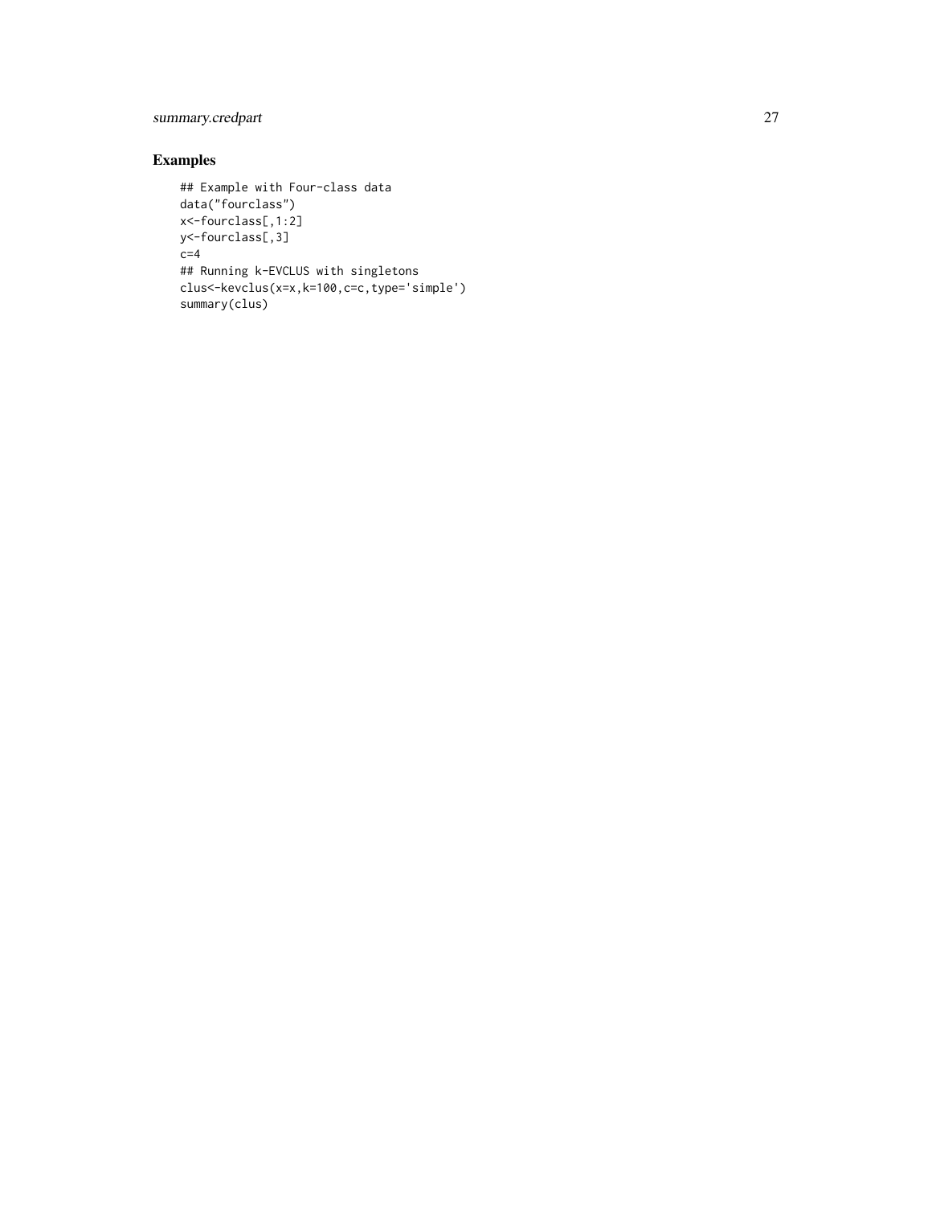## Examples

```
## Example with Four-class data
data("fourclass")
x<-fourclass[,1:2]
y<-fourclass[,3]
c=4
## Running k-EVCLUS with singletons
clus<-kevclus(x=x,k=100,c=c,type='simple')
summary(clus)
```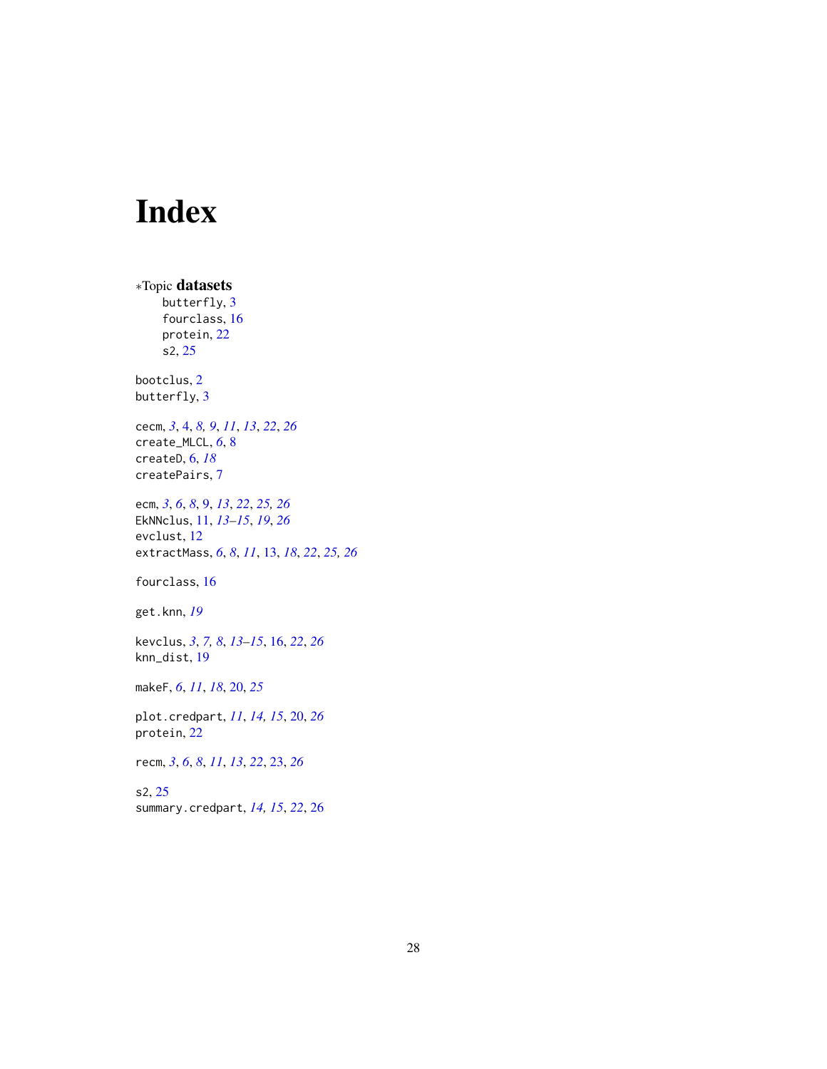# Index

*Topic **datasets**
- butterfly, 3
- fourclass, 16
- protein, 22
- s2, 25

bootclus, 2
butterfly, 3

cecm, *3*, 4, *8, 9*, *11*, *13*, *22*, *26*
create_MLCL, *6*, 8
createD, 6, *18*
createPairs, 7

ecm, *3*, *6*, *8*, 9, *13*, *22*, *25, 26*
EkNNclus, 11, *13–15*, *19*, *26*
evclust, 12
extractMass, *6*, *8*, *11*, 13, *18*, *22*, *25, 26*

fourclass, 16

get.knn, *19*

kevclus, *3*, *7, 8*, *13–15*, 16, *22*, *26*
knn_dist, 19

makeF, *6*, *11*, *18*, 20, *25*

plot.credpart, *11*, *14, 15*, 20, *26*
protein, 22

recm, *3*, *6*, *8*, *11*, *13*, *22*, 23, *26*

s2, 25
summary.credpart, *14, 15*, *22*, 26